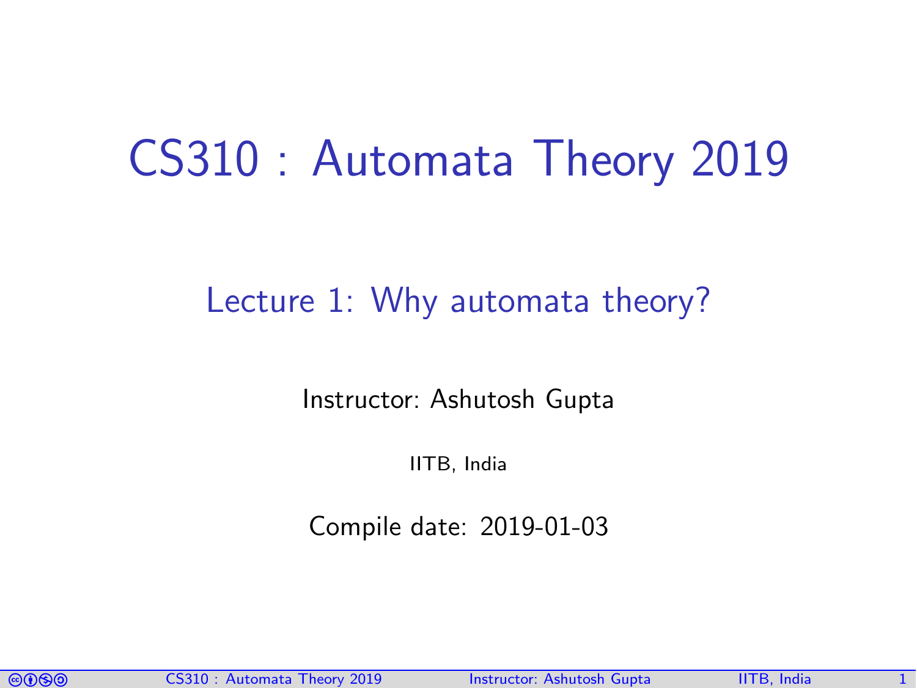# CS310 : Automata Theory 2019

## Lecture 1: Why automata theory?

Instructor: Ashutosh Gupta

IITB, India

Compile date: 2019-01-03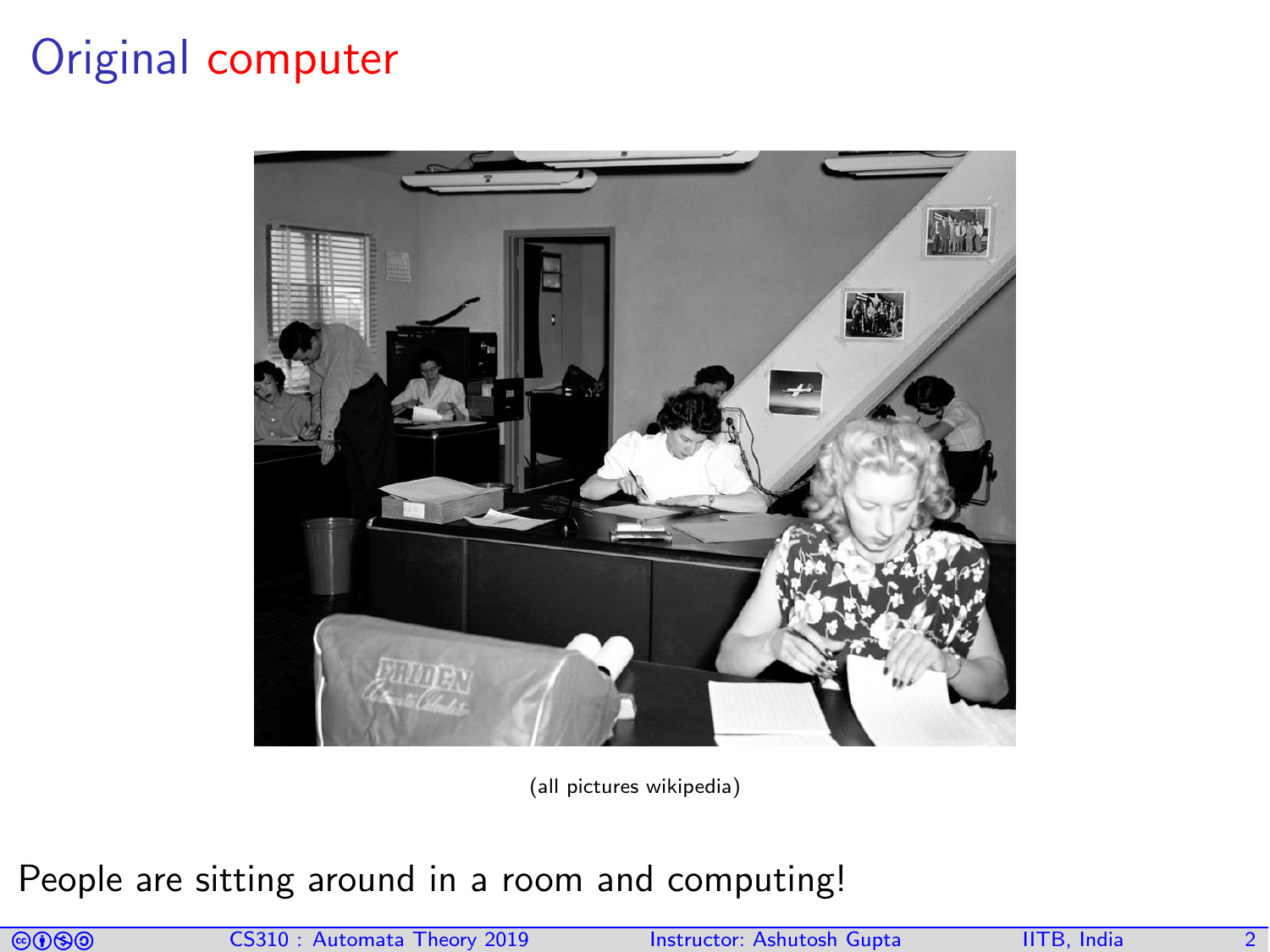# Original computer

(all pictures wikipedia)

People are sitting around in a room and computing!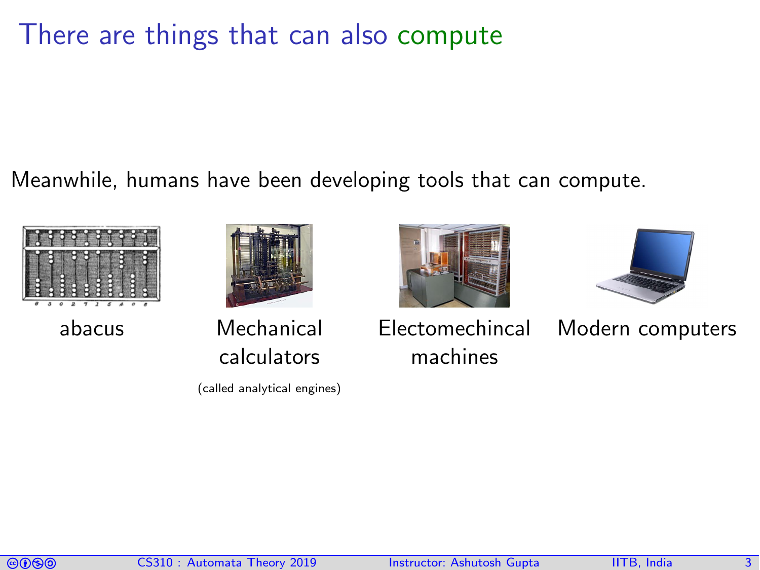# There are things that can also compute

Meanwhile, humans have been developing tools that can compute.

abacus

Mechanical calculators

(called analytical engines)

Electomechincal machines

Modern computers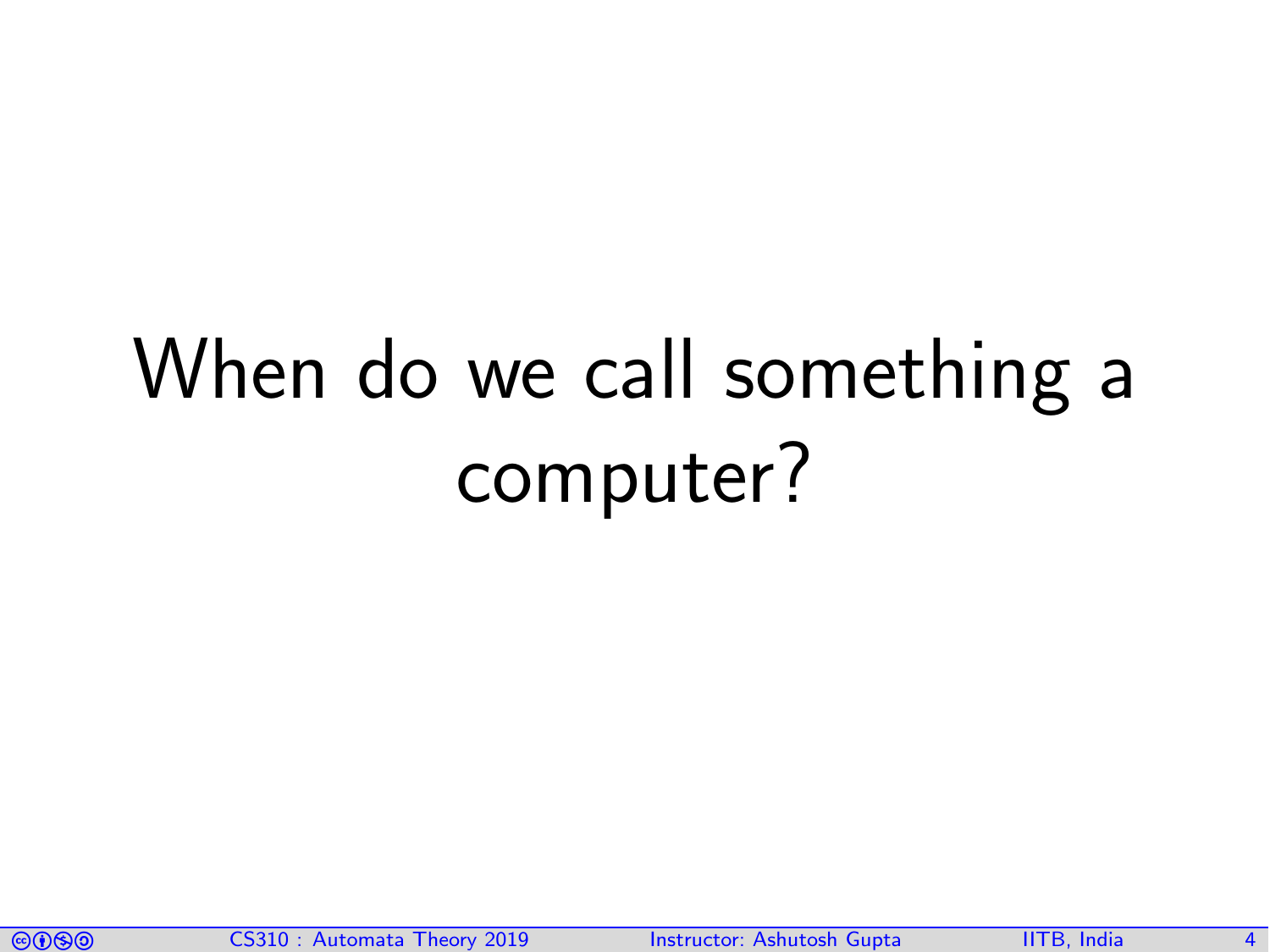# When do we call something a computer?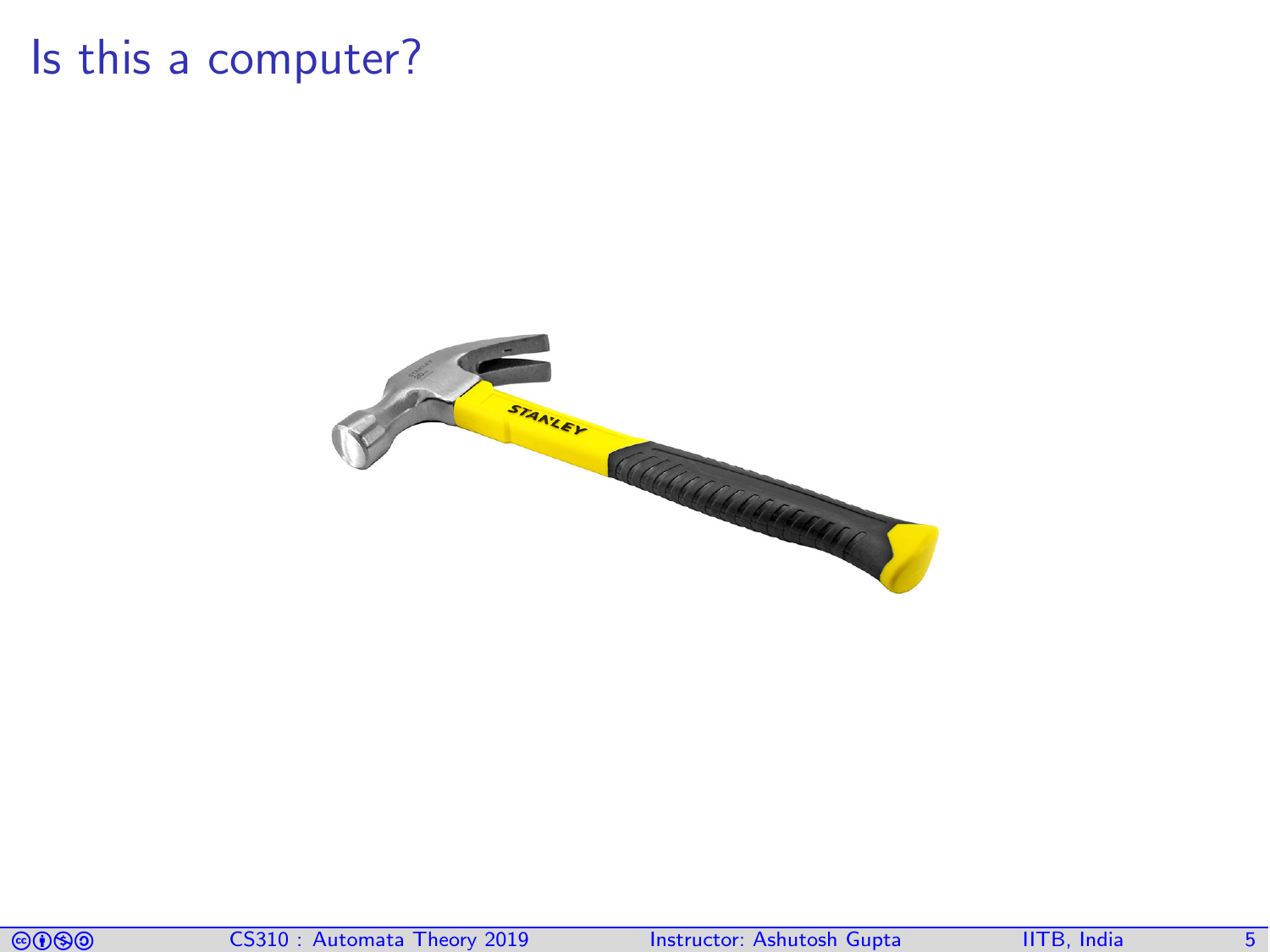# Is this a computer?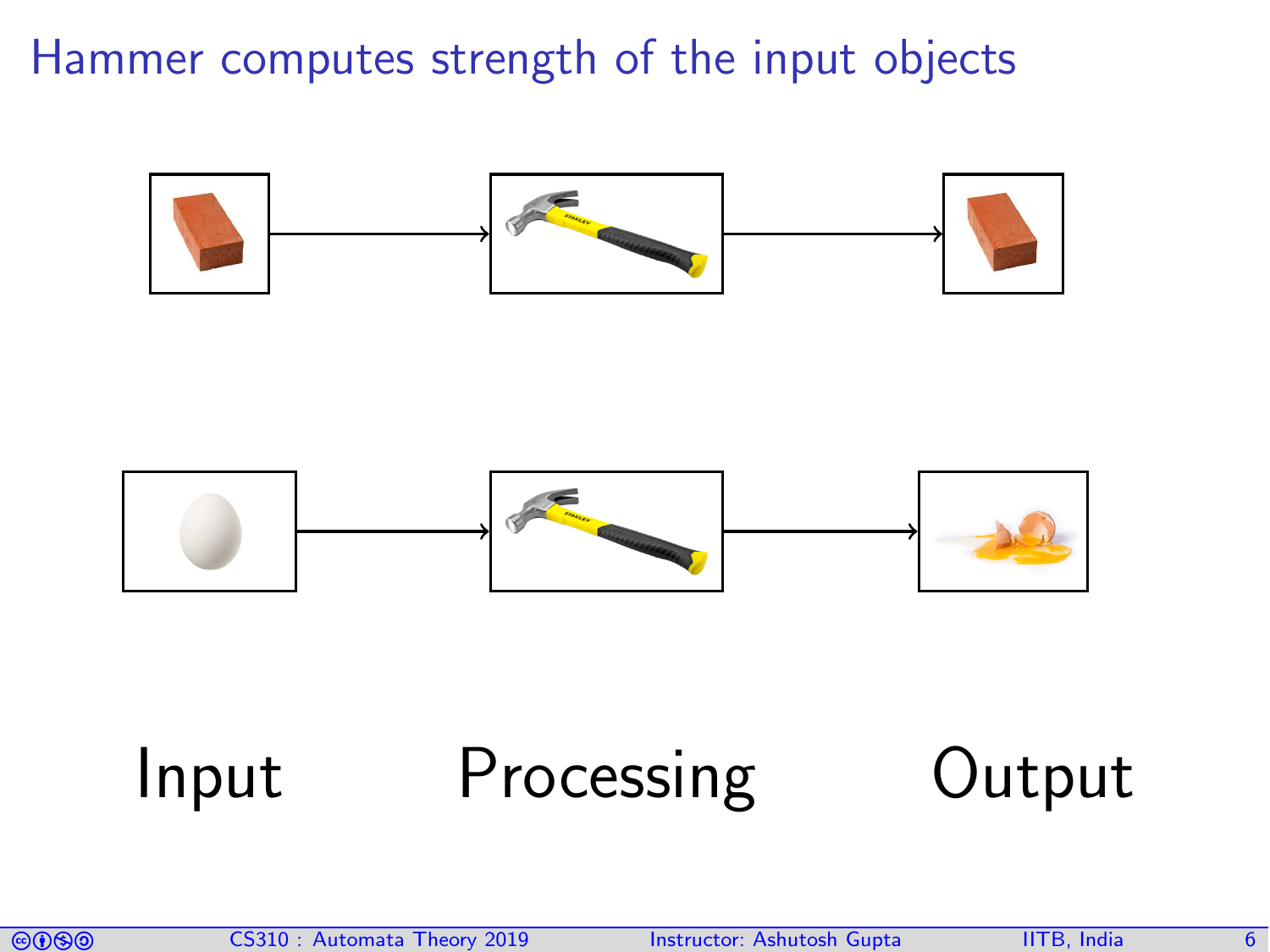# Hammer computes strength of the input objects

Input Processing Output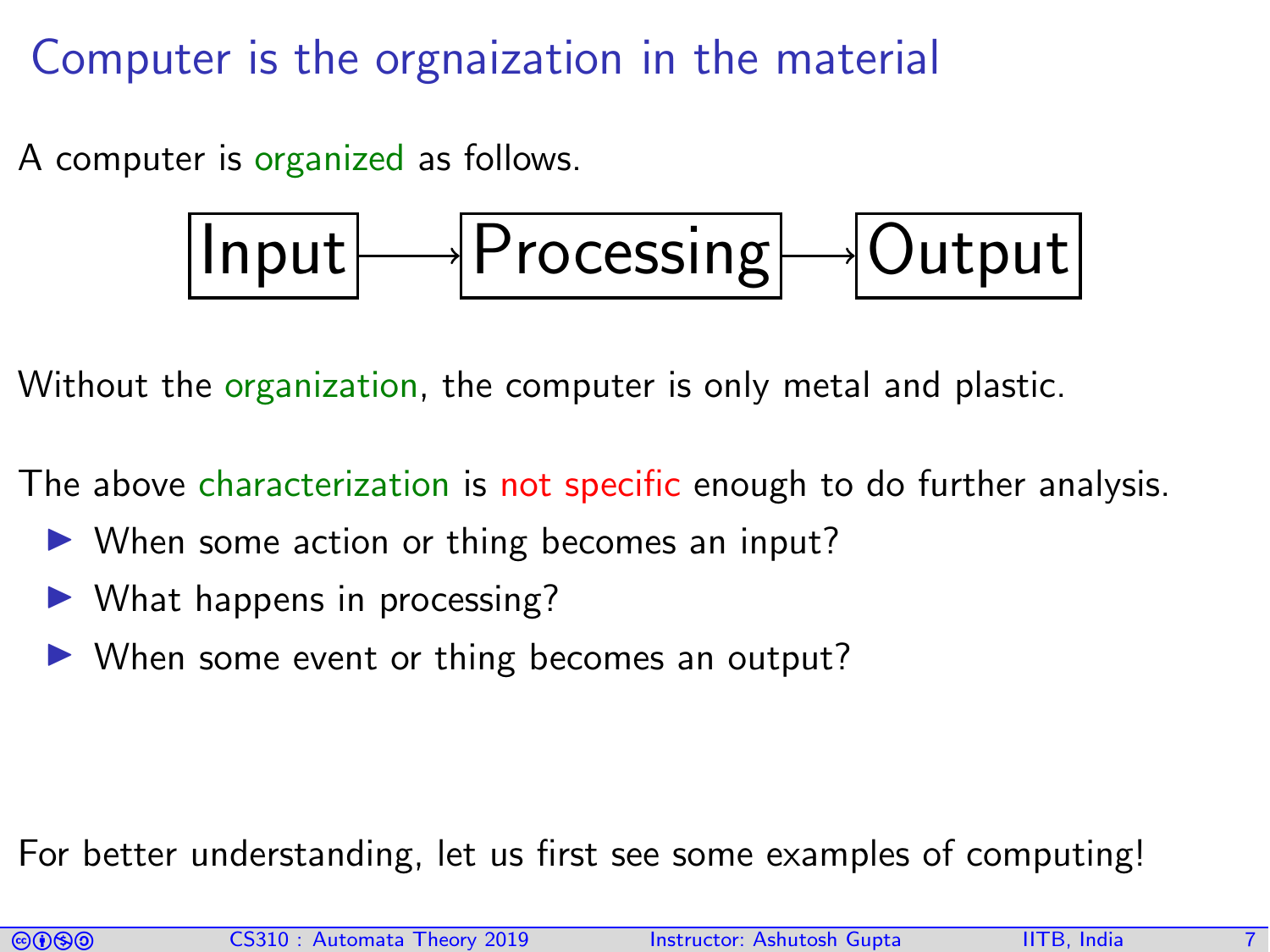# Computer is the orgnaization in the material

A computer is organized as follows.

Input ⟶ Processing ⟶ Output

Without the organization, the computer is only metal and plastic.

The above characterization is not specific enough to do further analysis.

- When some action or thing becomes an input?
- What happens in processing?
- When some event or thing becomes an output?

For better understanding, let us first see some examples of computing!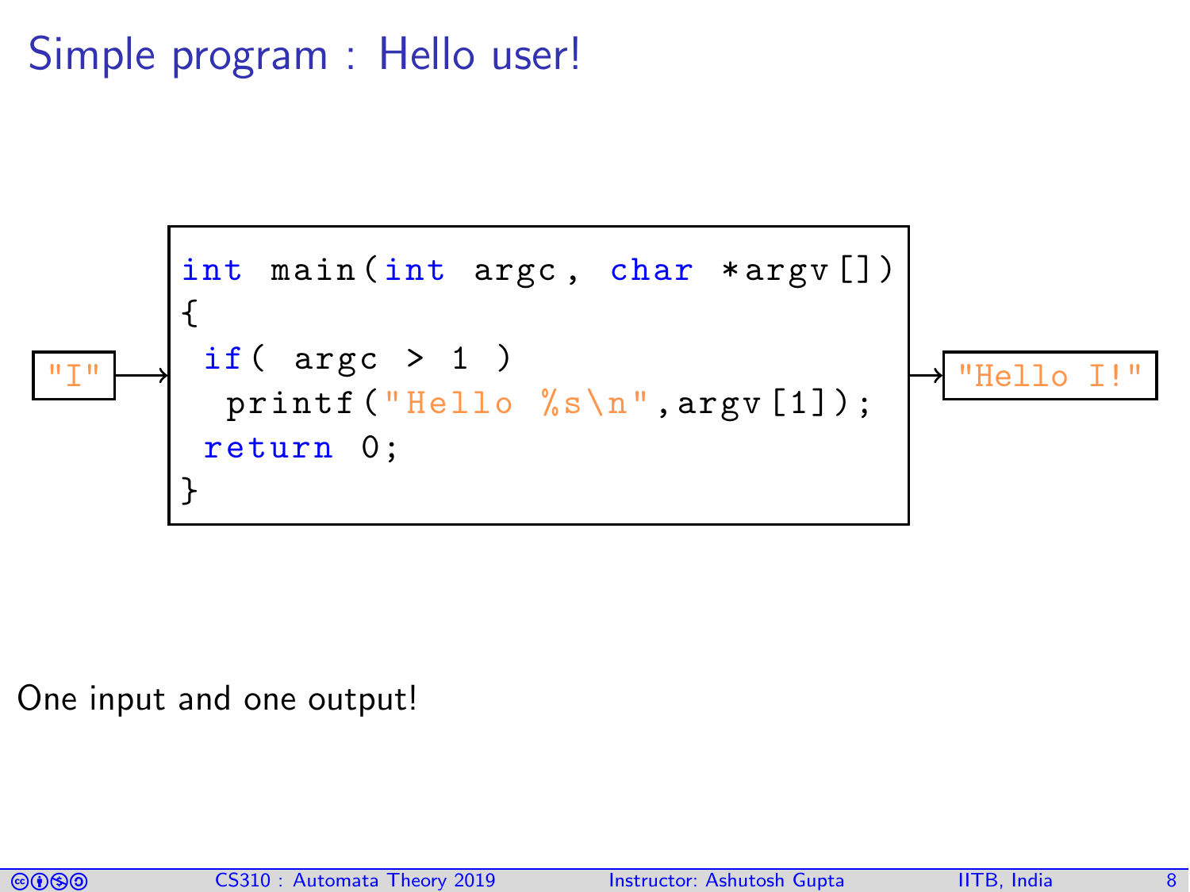# Simple program : Hello user!

"I" →

```c
int main(int argc, char *argv[])
{
 if( argc > 1 )
  printf("Hello %s\n",argv[1]);
 return 0;
}
```

→ "Hello I!"

One input and one output!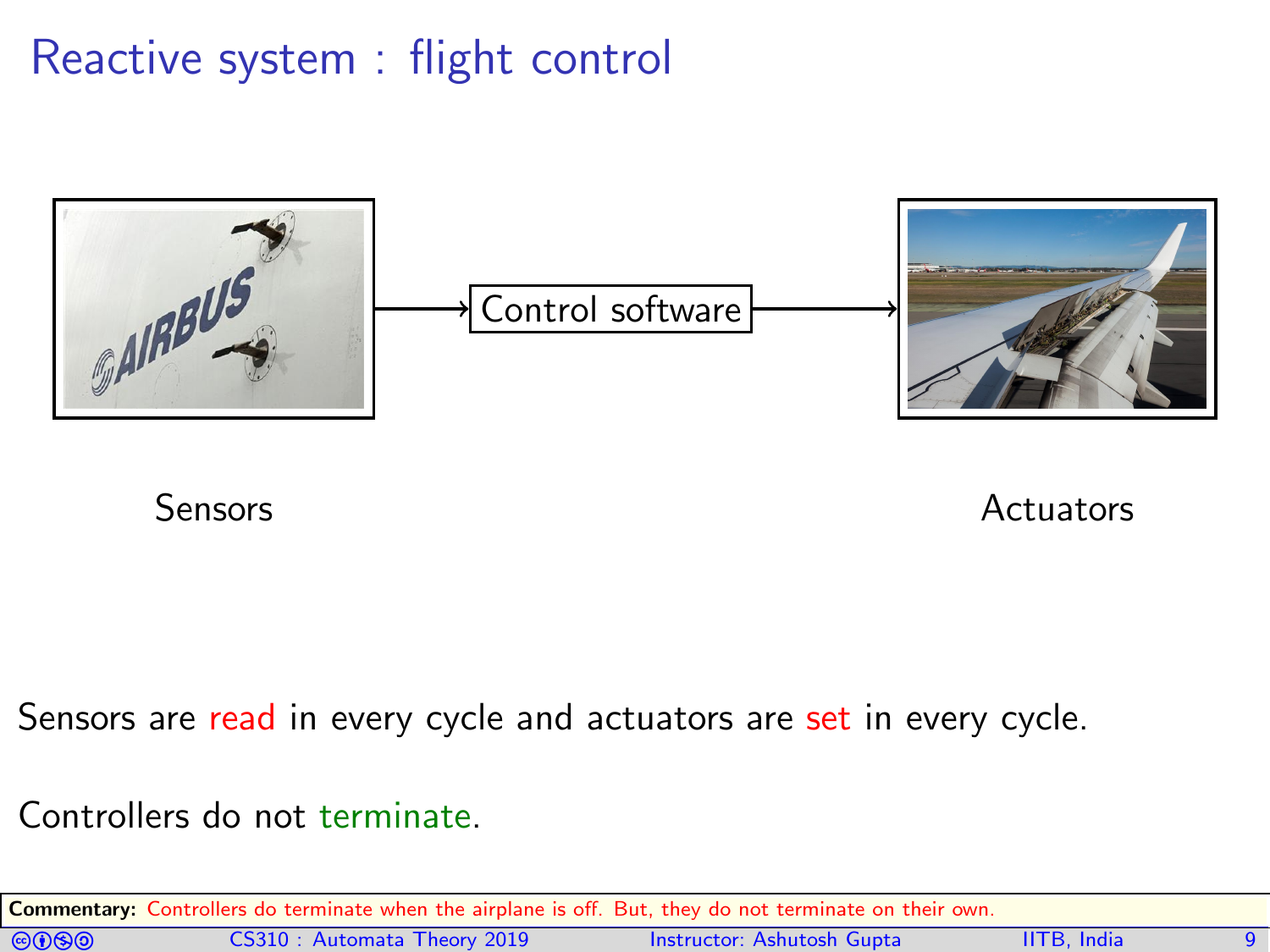# Reactive system : flight control

Sensors → Control software → Actuators

Sensors are read in every cycle and actuators are set in every cycle.

Controllers do not terminate.

**Commentary:** Controllers do terminate when the airplane is off. But, they do not terminate on their own.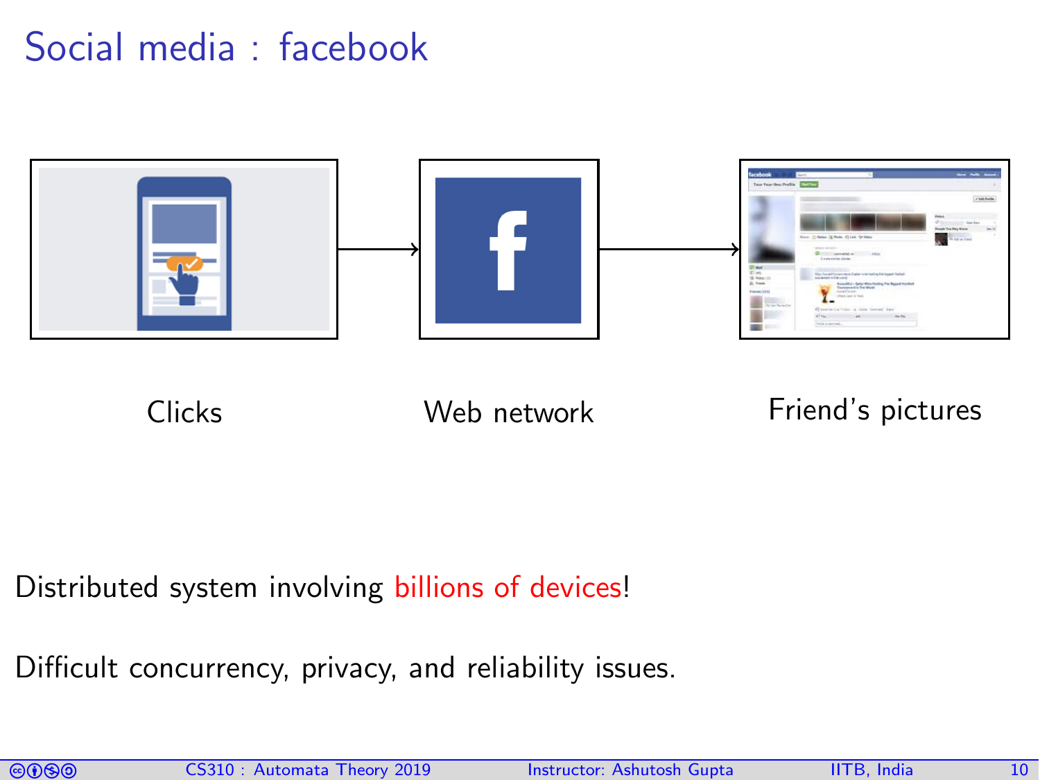# Social media : facebook

Clicks → Web network → Friend's pictures

Distributed system involving billions of devices!

Difficult concurrency, privacy, and reliability issues.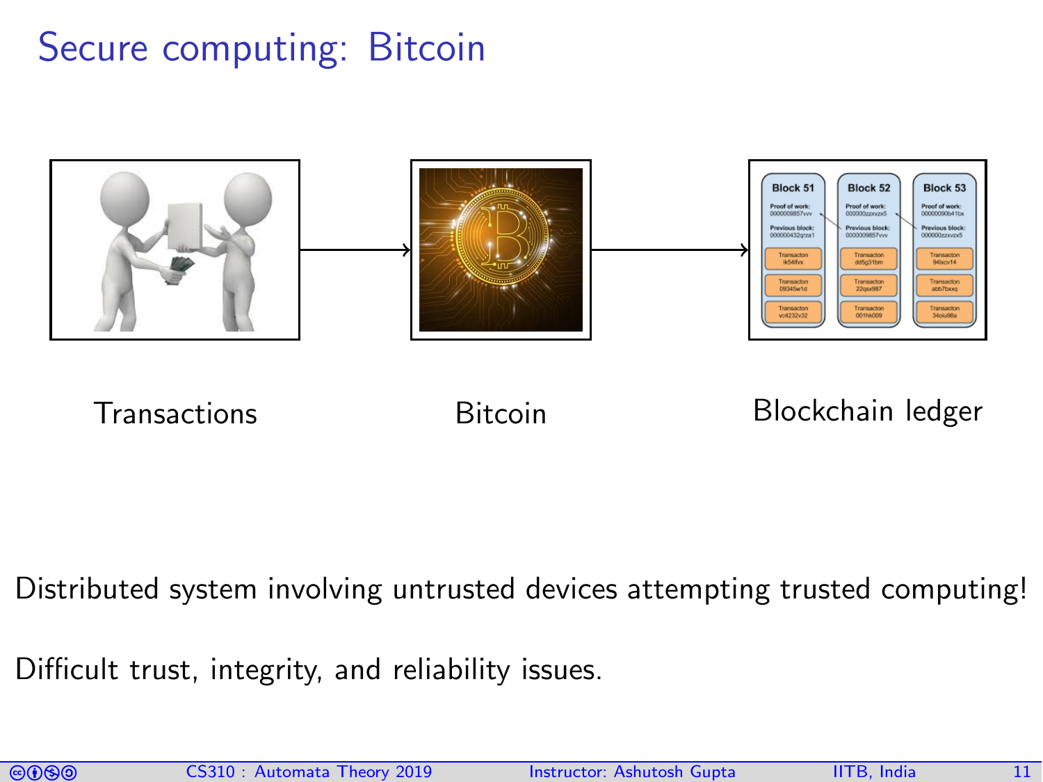# Secure computing: Bitcoin

Transactions → Bitcoin → Blockchain ledger

Distributed system involving untrusted devices attempting trusted computing!

Difficult trust, integrity, and reliability issues.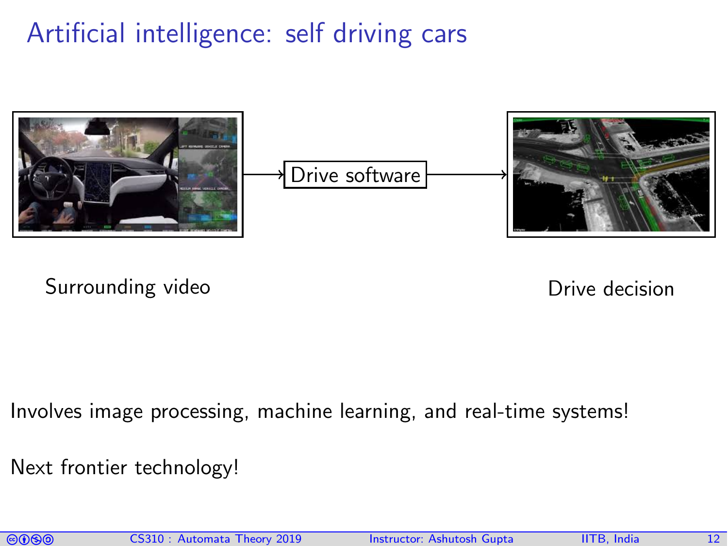# Artificial intelligence: self driving cars

Surrounding video → Drive software → Drive decision

Involves image processing, machine learning, and real-time systems!

Next frontier technology!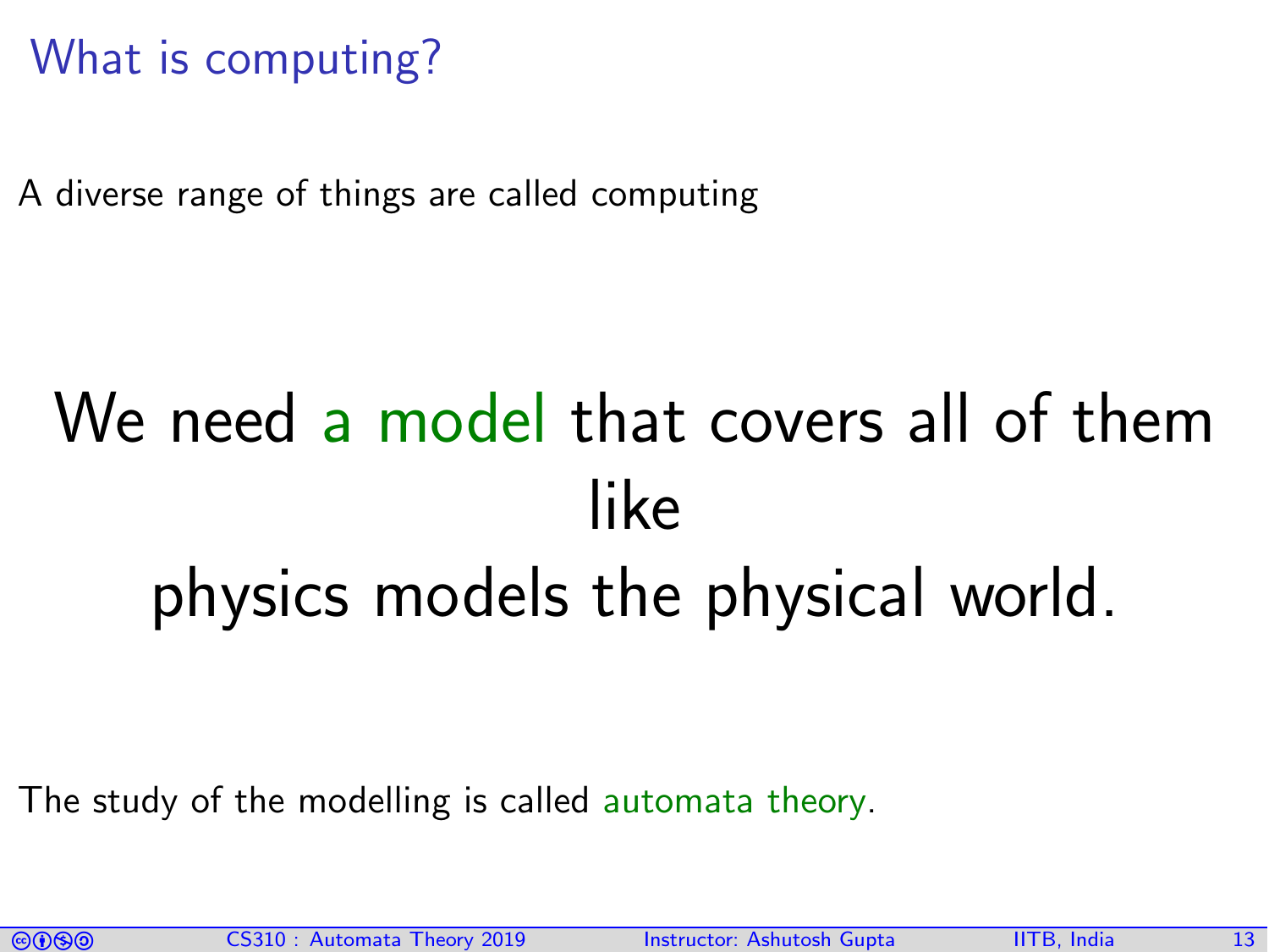# What is computing?

A diverse range of things are called computing

**We need a model that covers all of them like physics models the physical world.**

The study of the modelling is called automata theory.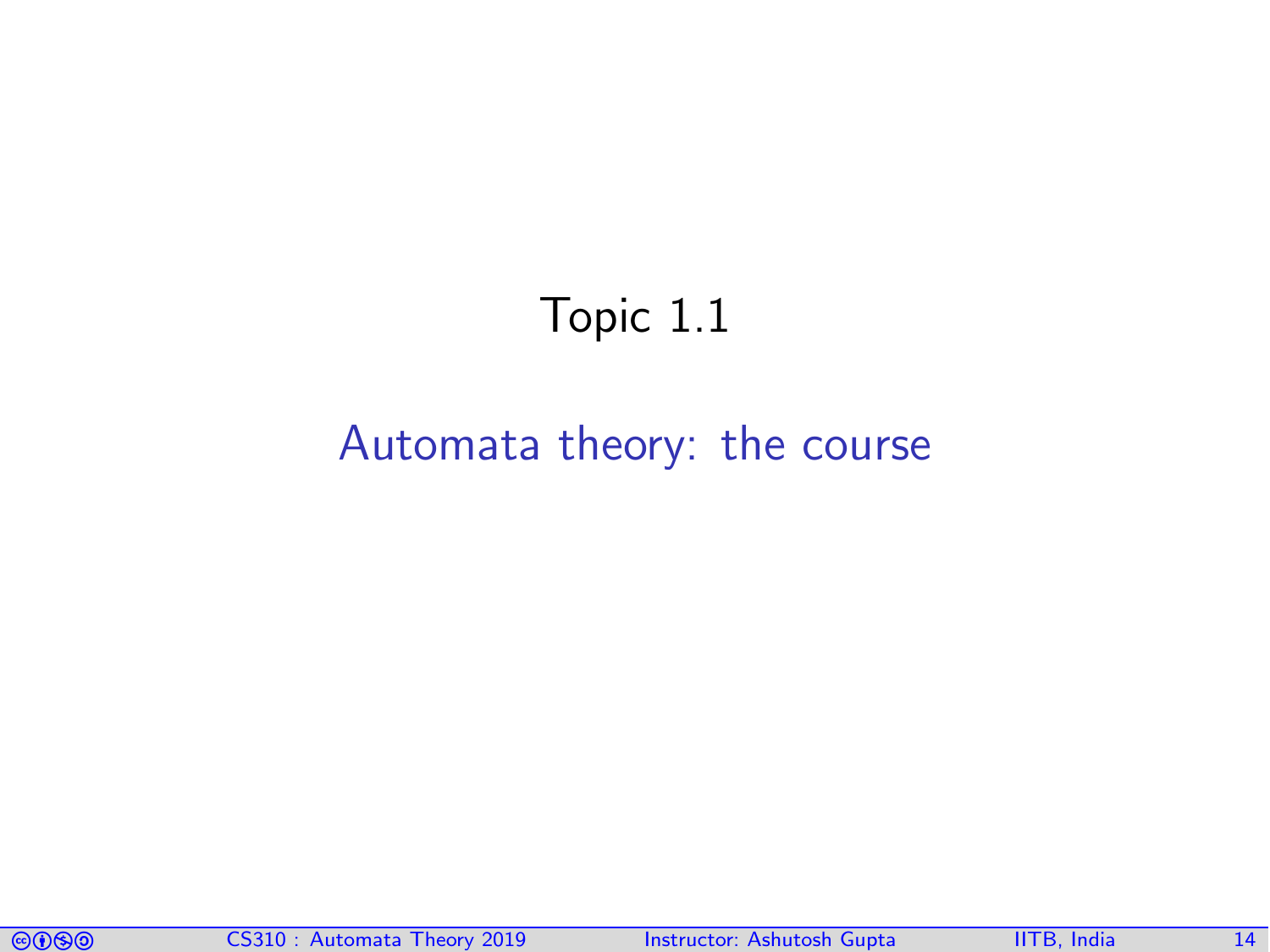# Topic 1.1

## Automata theory: the course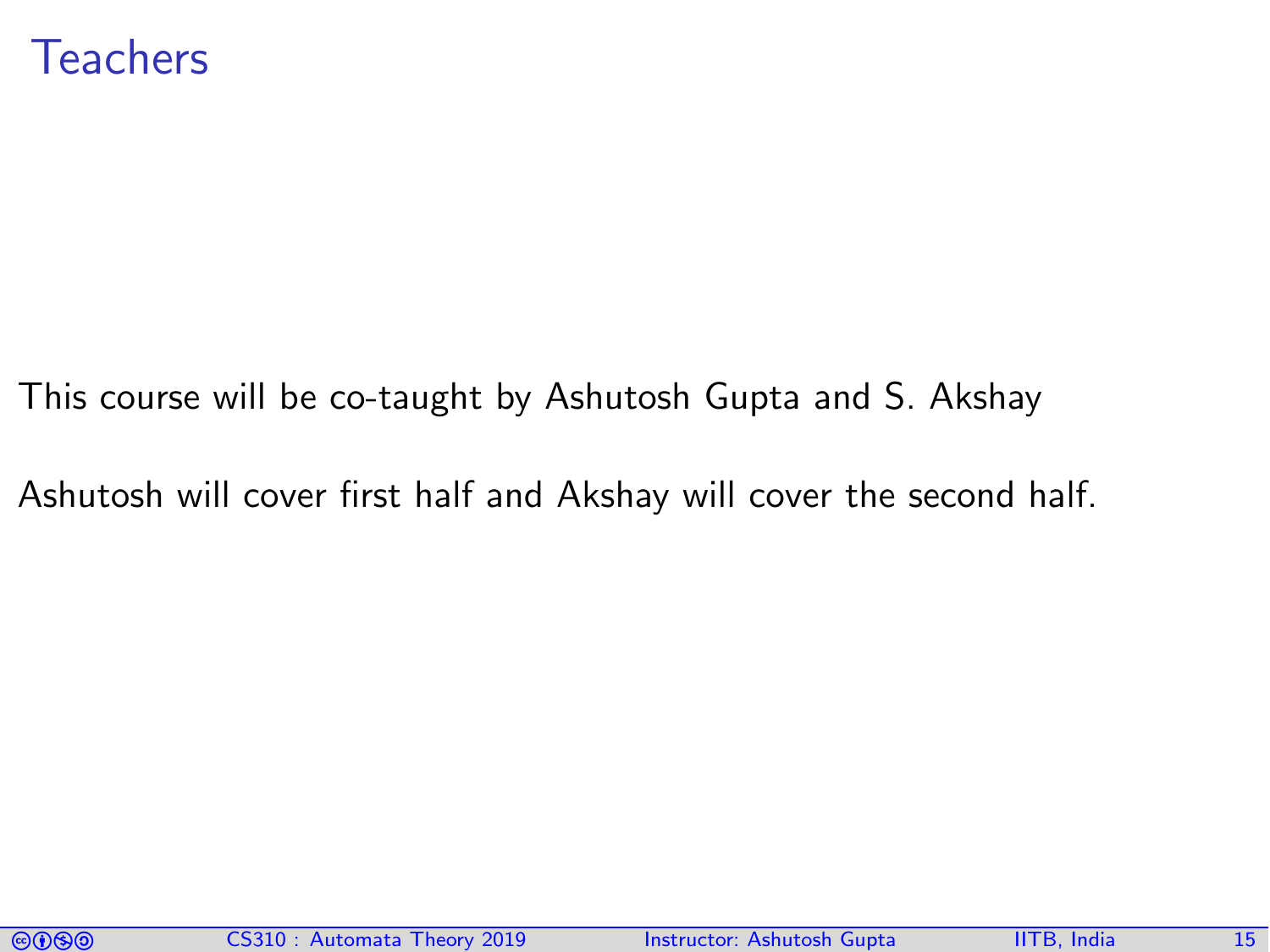# Teachers

This course will be co-taught by Ashutosh Gupta and S. Akshay

Ashutosh will cover first half and Akshay will cover the second half.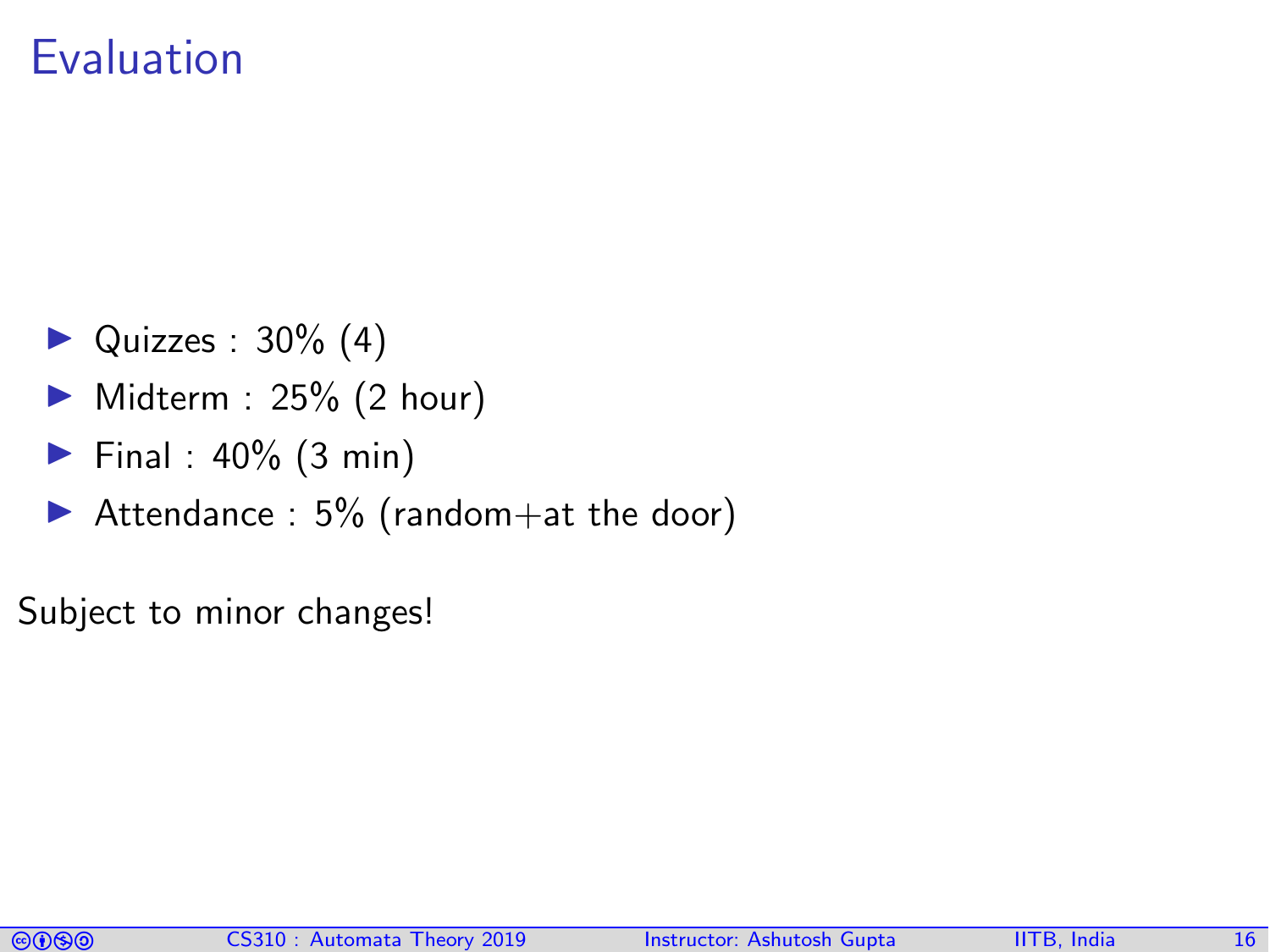# Evaluation

- Quizzes : 30% (4)
- Midterm : 25% (2 hour)
- Final : 40% (3 min)
- Attendance : 5% (random+at the door)

Subject to minor changes!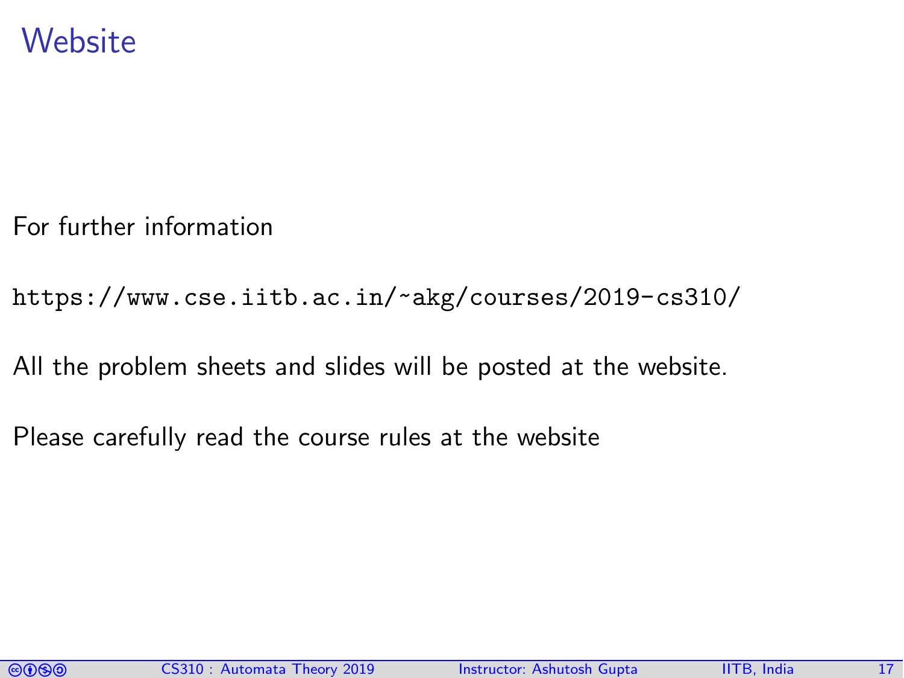# Website

For further information

`https://www.cse.iitb.ac.in/~akg/courses/2019-cs310/`

All the problem sheets and slides will be posted at the website.

Please carefully read the course rules at the website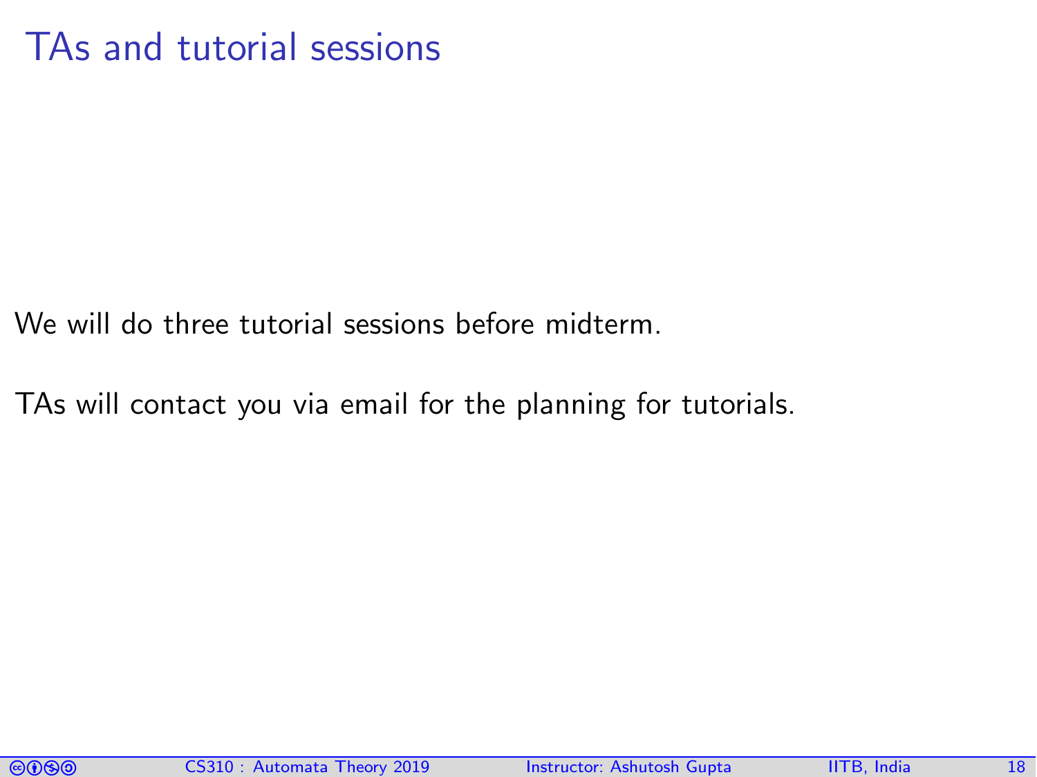# TAs and tutorial sessions

We will do three tutorial sessions before midterm.

TAs will contact you via email for the planning for tutorials.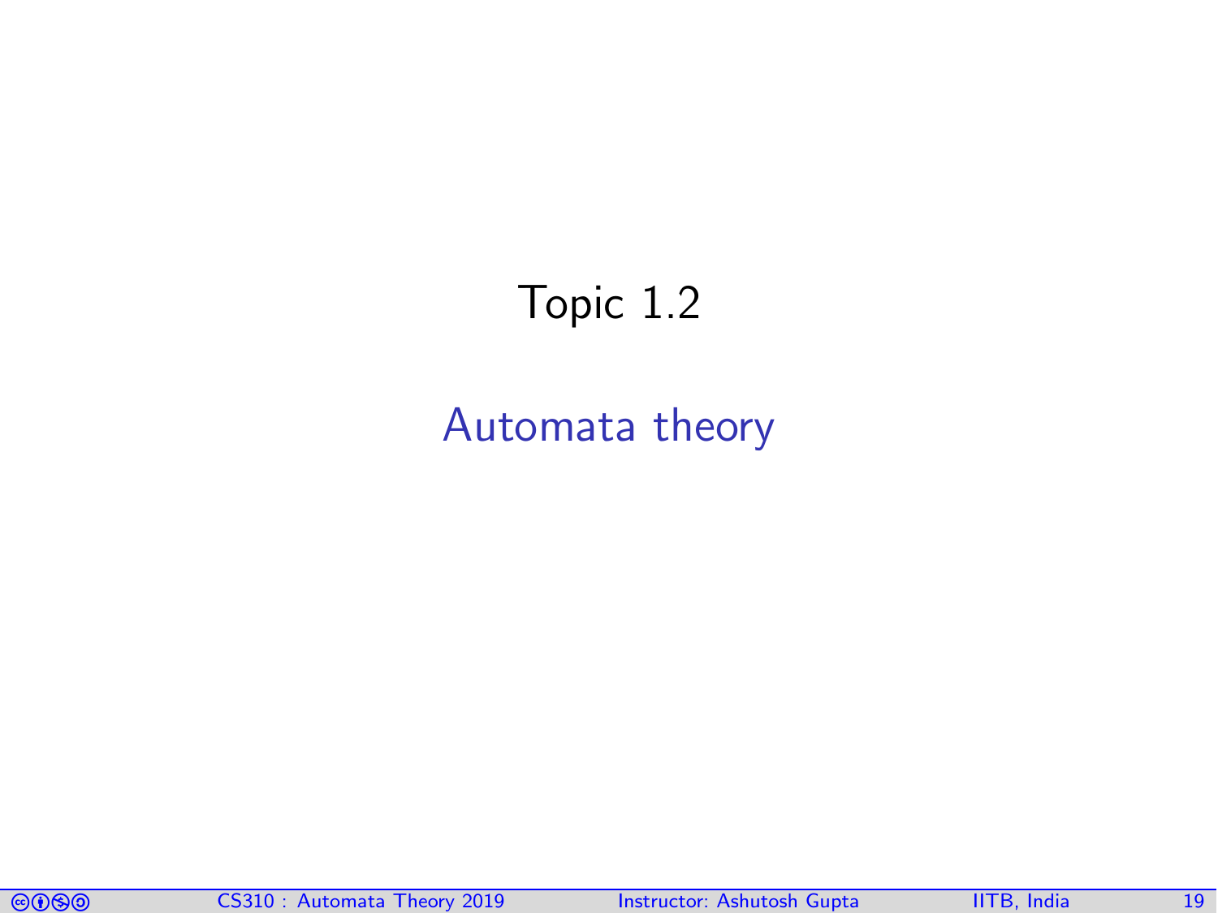# Topic 1.2

## Automata theory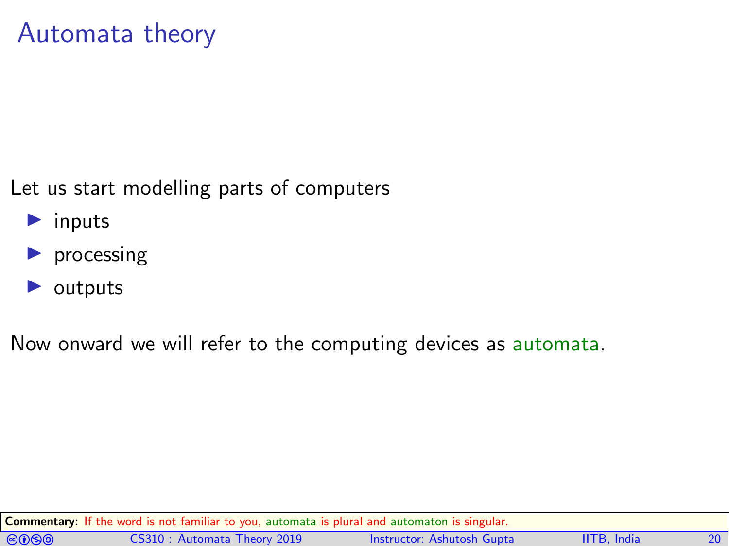# Automata theory

Let us start modelling parts of computers

- inputs
- processing
- outputs

Now onward we will refer to the computing devices as automata.

**Commentary:** If the word is not familiar to you, automata is plural and automaton is singular.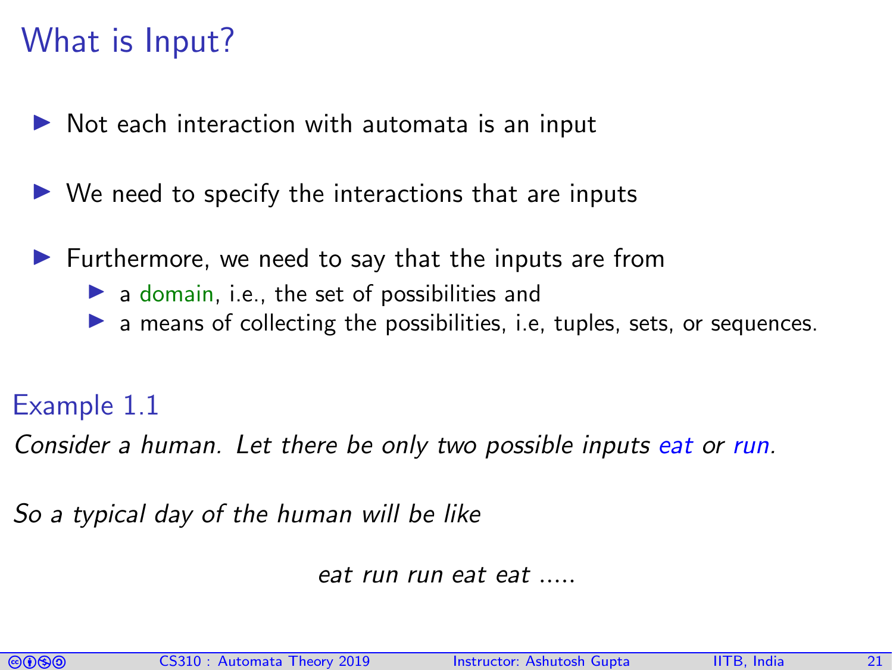# What is Input?

- Not each interaction with automata is an input
- We need to specify the interactions that are inputs
- Furthermore, we need to say that the inputs are from
  - a domain, i.e., the set of possibilities and
  - a means of collecting the possibilities, i.e, tuples, sets, or sequences.

### Example 1.1

*Consider a human. Let there be only two possible inputs eat or run.*

*So a typical day of the human will be like*

*eat run run eat eat .....*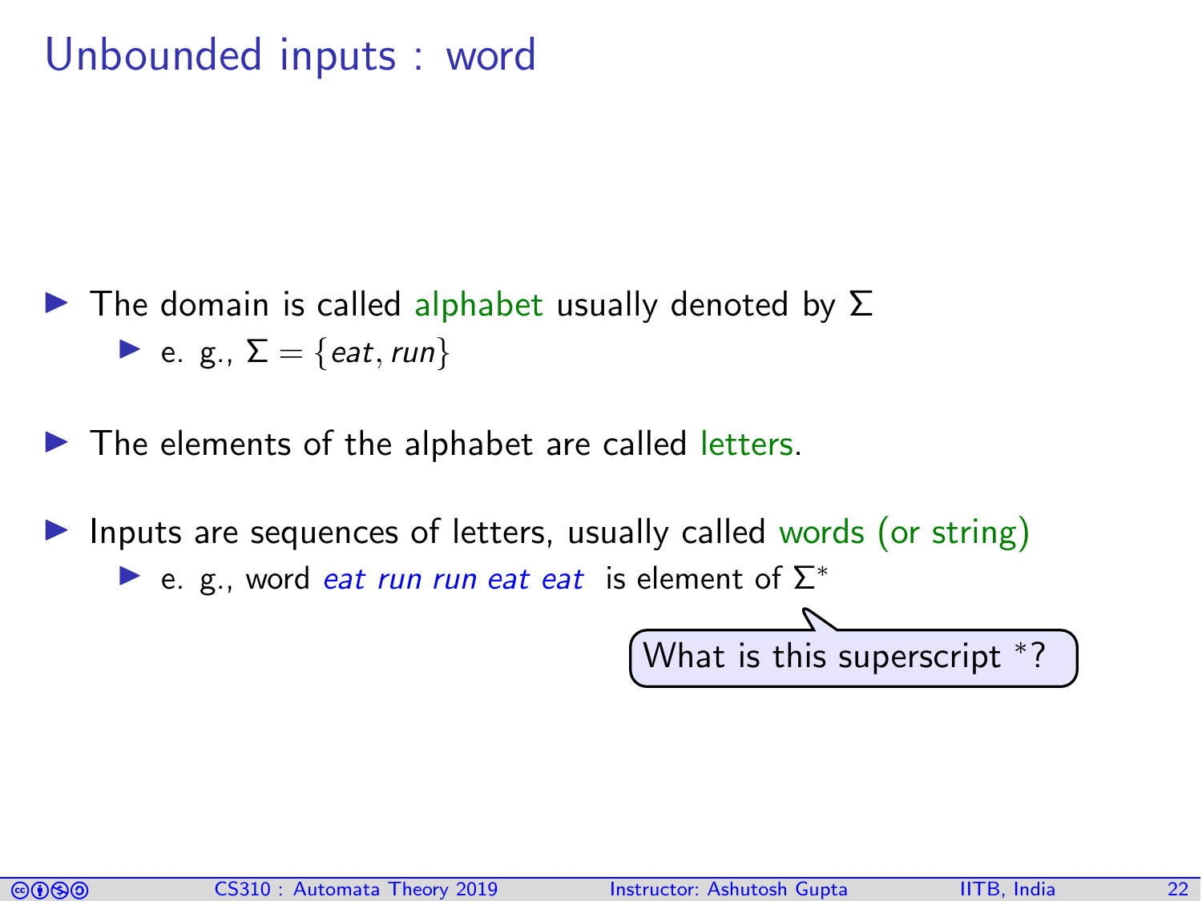# Unbounded inputs : word

- The domain is called alphabet usually denoted by $\Sigma$
  - e. g., $\Sigma = \{eat, run\}$
- The elements of the alphabet are called letters.
- Inputs are sequences of letters, usually called words (or string)
  - e. g., word *eat run run eat eat* is element of $\Sigma^*$

What is this superscript $^*$?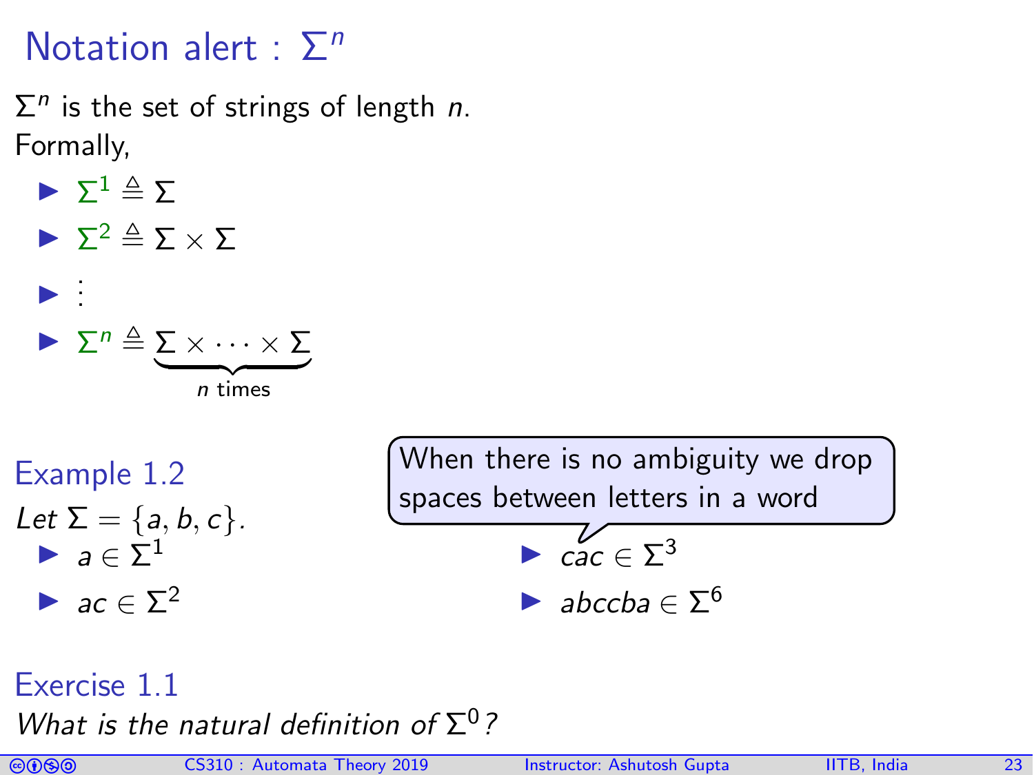# Notation alert : $\Sigma^n$

$\Sigma^n$ is the set of strings of length $n$.

Formally,

- $\Sigma^1 \triangleq \Sigma$
- $\Sigma^2 \triangleq \Sigma \times \Sigma$
- $\vdots$
- $\Sigma^n \triangleq \underbrace{\Sigma \times \cdots \times \Sigma}_{n \text{ times}}$

## Example 1.2

*Let* $\Sigma = \{a, b, c\}$.

- $a \in \Sigma^1$
- $ac \in \Sigma^2$
- $cac \in \Sigma^3$
- $abccba \in \Sigma^6$

When there is no ambiguity we drop spaces between letters in a word

## Exercise 1.1

*What is the natural definition of* $\Sigma^0$*?*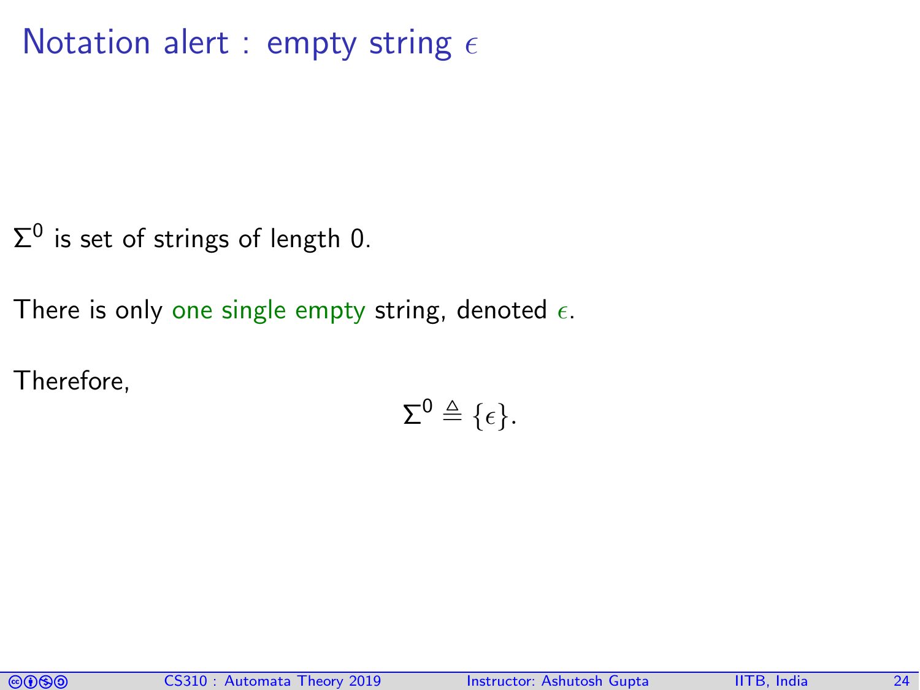# Notation alert : empty string $\epsilon$

$\Sigma^0$ is set of strings of length 0.

There is only one single empty string, denoted $\epsilon$.

Therefore,

$$\Sigma^0 \triangleq \{\epsilon\}.$$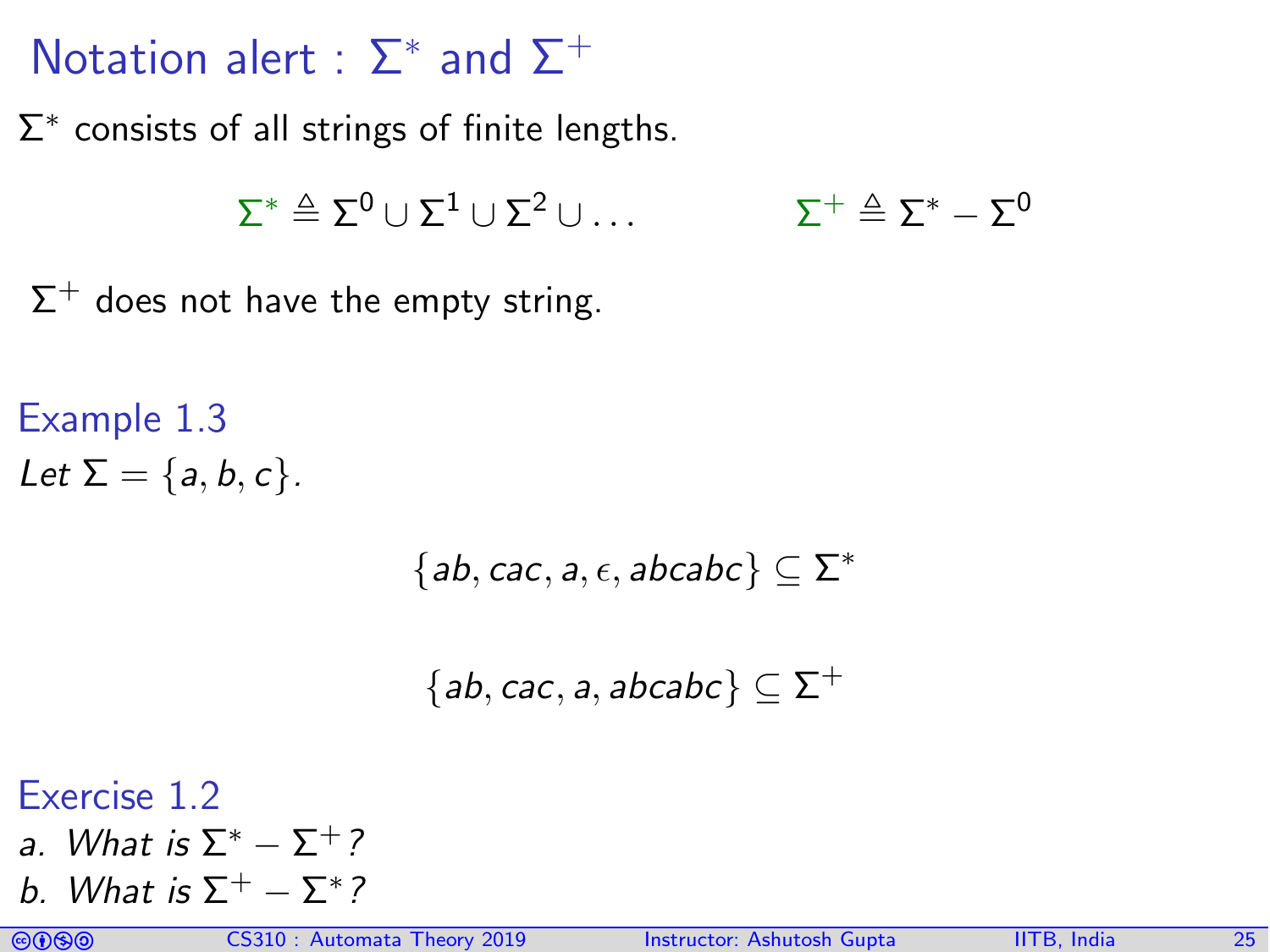# Notation alert : $\Sigma^*$ and $\Sigma^+$

$\Sigma^*$ consists of all strings of finite lengths.

$$\Sigma^* \triangleq \Sigma^0 \cup \Sigma^1 \cup \Sigma^2 \cup \ldots \qquad\qquad \Sigma^+ \triangleq \Sigma^* - \Sigma^0$$

$\Sigma^+$ does not have the empty string.

### Example 1.3

*Let* $\Sigma = \{a, b, c\}$*.*

$$\{ab, cac, a, \epsilon, abcabc\} \subseteq \Sigma^*$$

$$\{ab, cac, a, abcabc\} \subseteq \Sigma^+$$

### Exercise 1.2

*a. What is* $\Sigma^* - \Sigma^+$*?*

*b. What is* $\Sigma^+ - \Sigma^*$*?*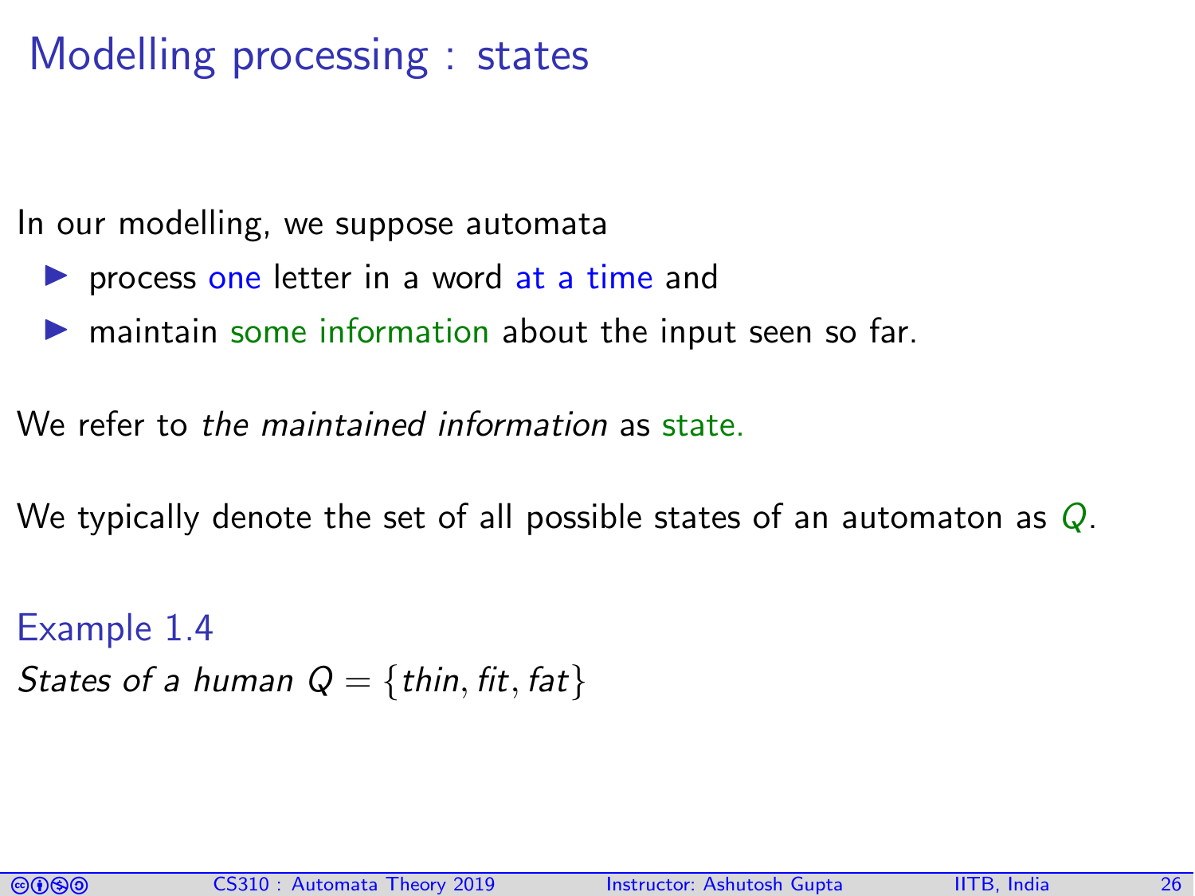# Modelling processing : states

In our modelling, we suppose automata

- process one letter in a word at a time and
- maintain some information about the input seen so far.

We refer to *the maintained information* as state.

We typically denote the set of all possible states of an automaton as $Q$.

### Example 1.4

*States of a human* $Q = \{thin, fit, fat\}$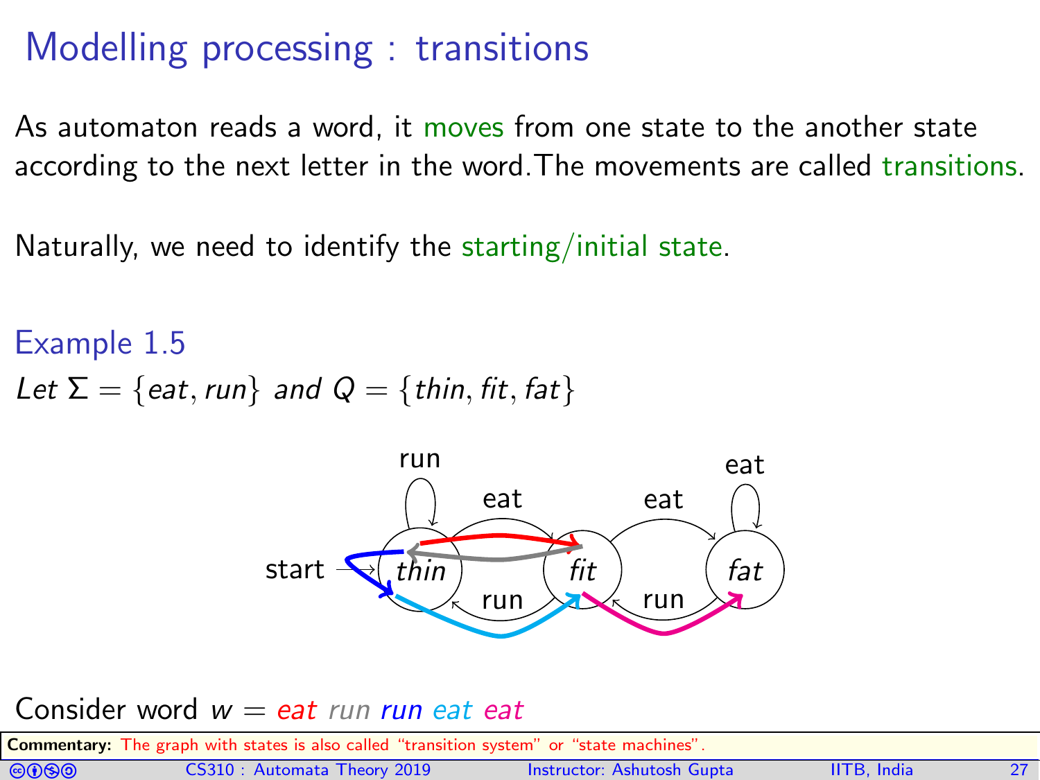# Modelling processing : transitions

As automaton reads a word, it moves from one state to the another state according to the next letter in the word.The movements are called transitions.

Naturally, we need to identify the starting/initial state.

### Example 1.5

*Let* $\Sigma = \{eat, run\}$ *and* $Q = \{thin, fit, fat\}$

Consider word $w = eat\ run\ run\ eat\ eat$

**Commentary:** The graph with states is also called "transition system" or "state machines".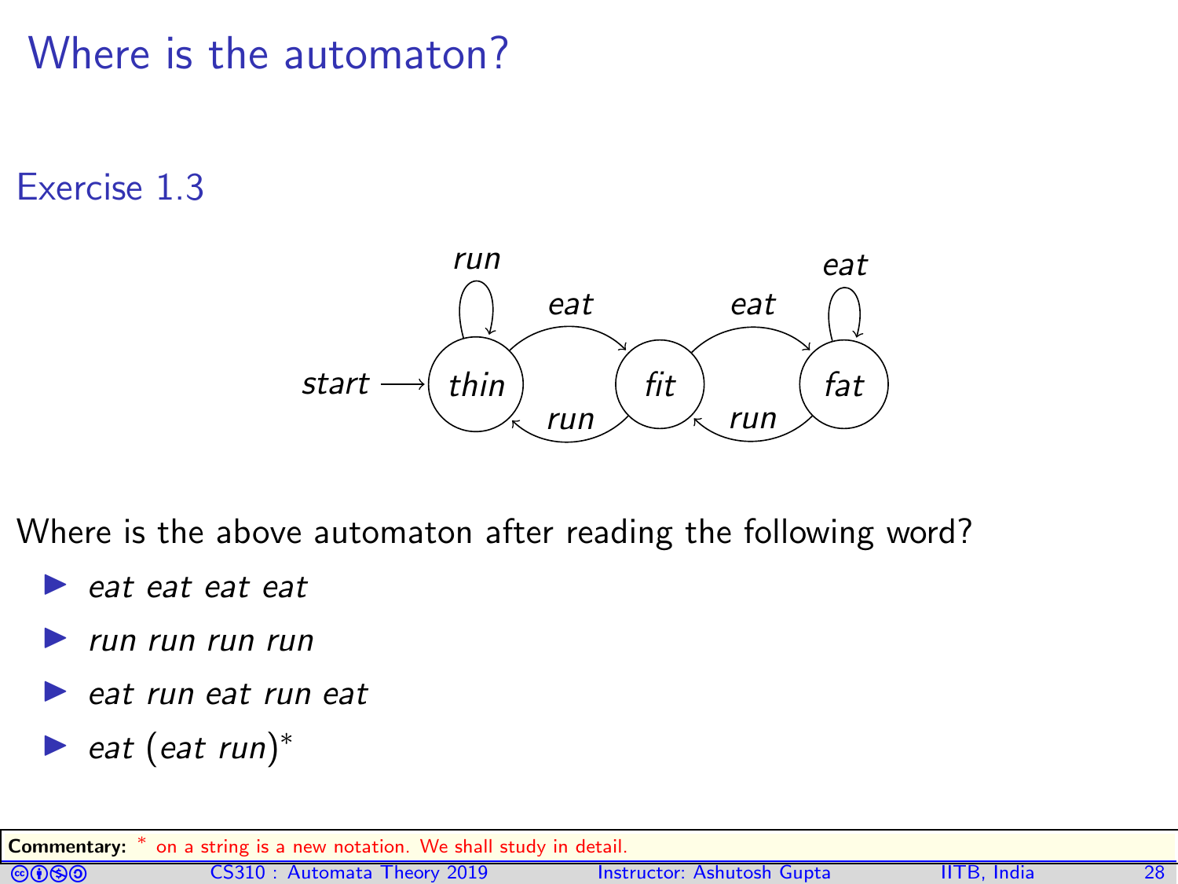# Where is the automaton?

## Exercise 1.3

Where is the above automaton after reading the following word?

- *eat eat eat eat*
- *run run run run*
- *eat run eat run eat*
- *eat* $(eat\ run)^*$

**Commentary:** * on a string is a new notation. We shall study in detail.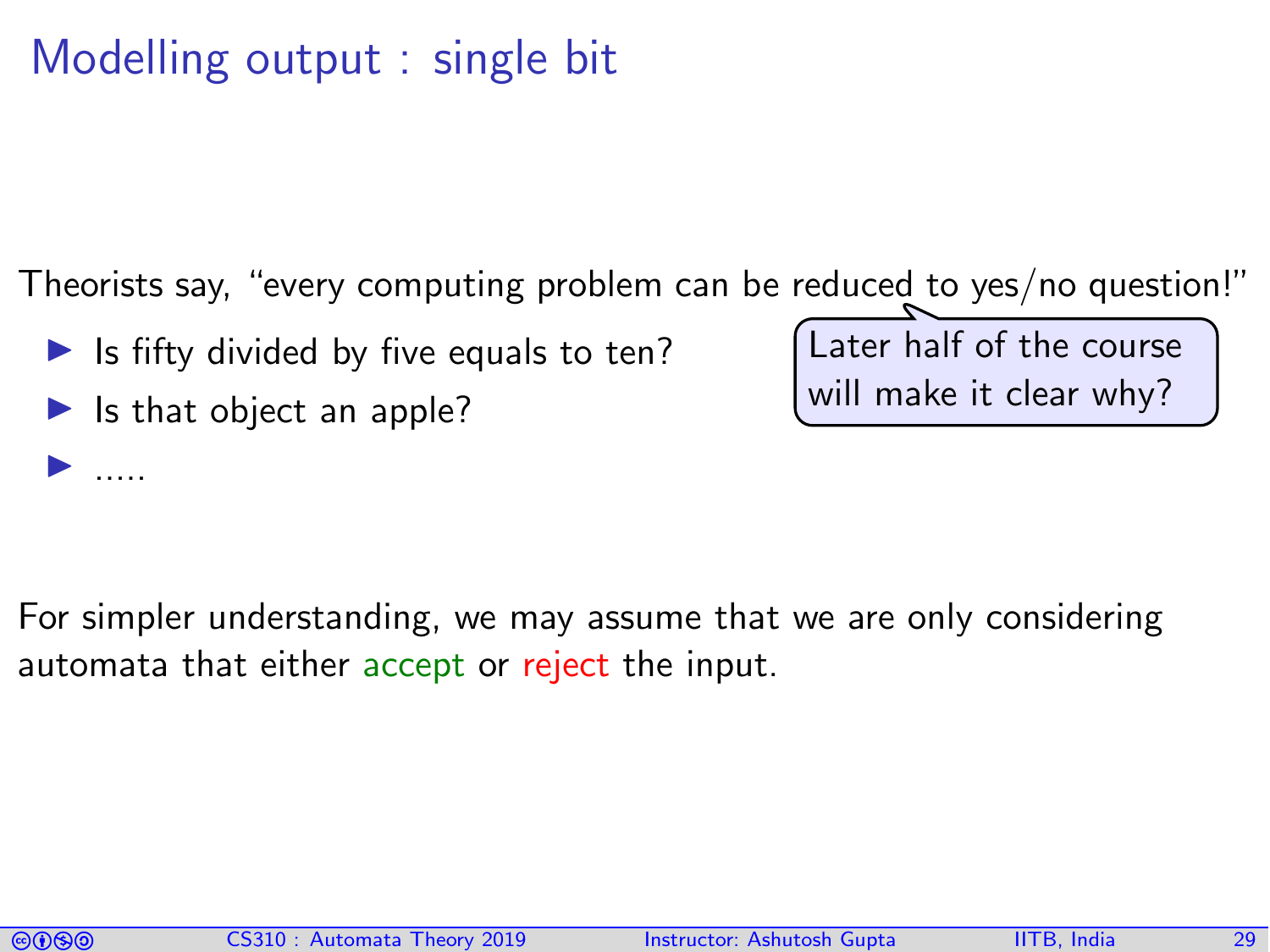# Modelling output : single bit

Theorists say, "every computing problem can be reduced to yes/no question!"

- Is fifty divided by five equals to ten?
- Is that object an apple?
- .....

Later half of the course will make it clear why?

For simpler understanding, we may assume that we are only considering automata that either accept or reject the input.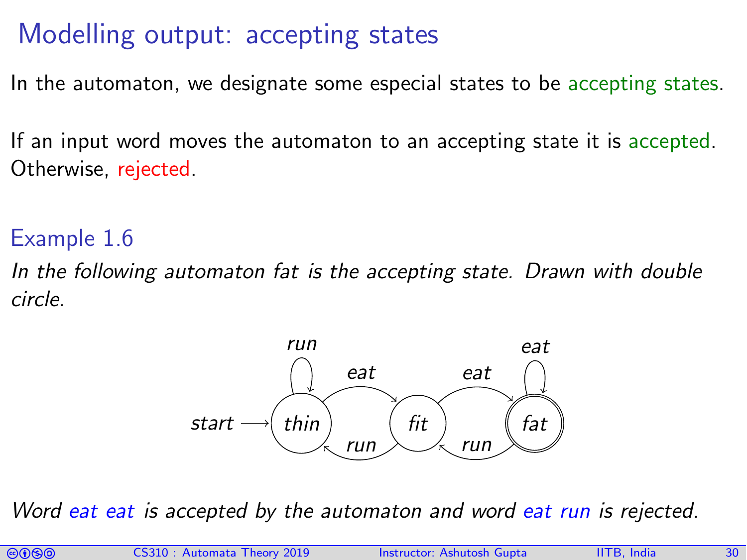# Modelling output: accepting states

In the automaton, we designate some especial states to be accepting states.

If an input word moves the automaton to an accepting state it is accepted. Otherwise, rejected.

## Example 1.6

*In the following automaton fat is the accepting state. Drawn with double circle.*

*Word eat eat is accepted by the automaton and word eat run is rejected.*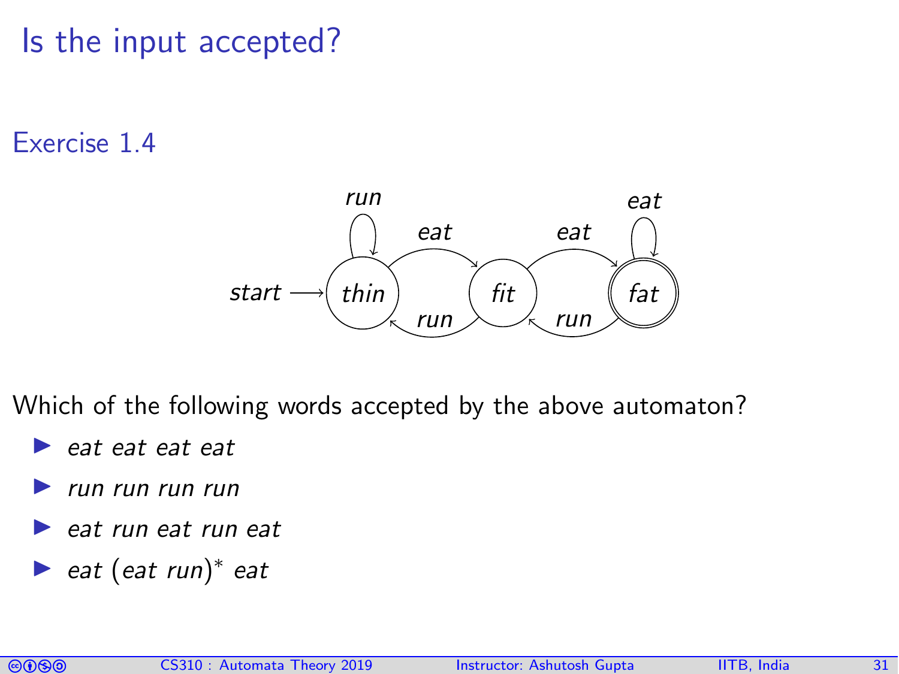# Is the input accepted?

Exercise 1.4

Which of the following words accepted by the above automaton?

- *eat eat eat eat*
- *run run run run*
- *eat run eat run eat*
- *eat* $(eat\ run)^*$ *eat*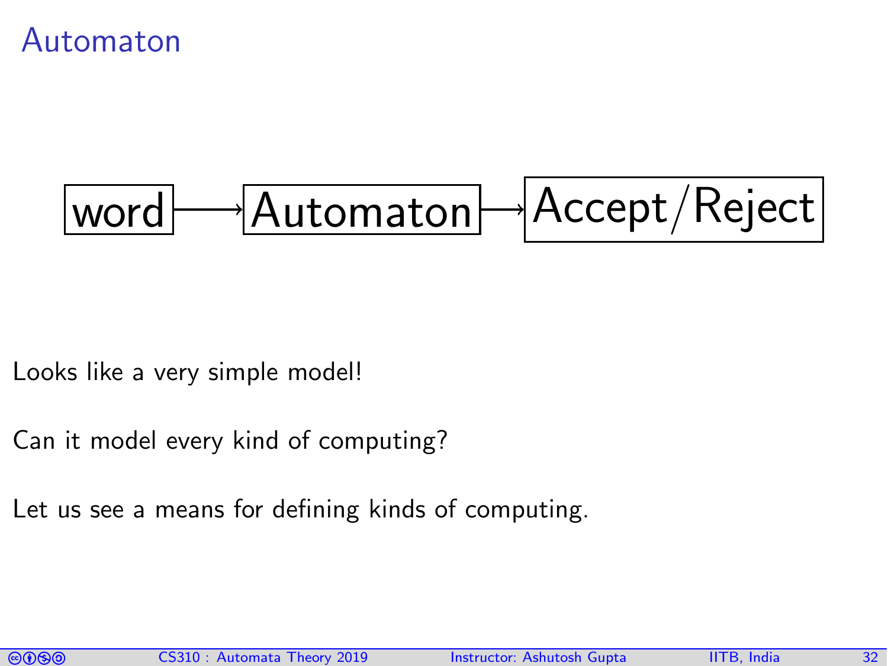# Automaton

word → Automaton → Accept/Reject

Looks like a very simple model!

Can it model every kind of computing?

Let us see a means for defining kinds of computing.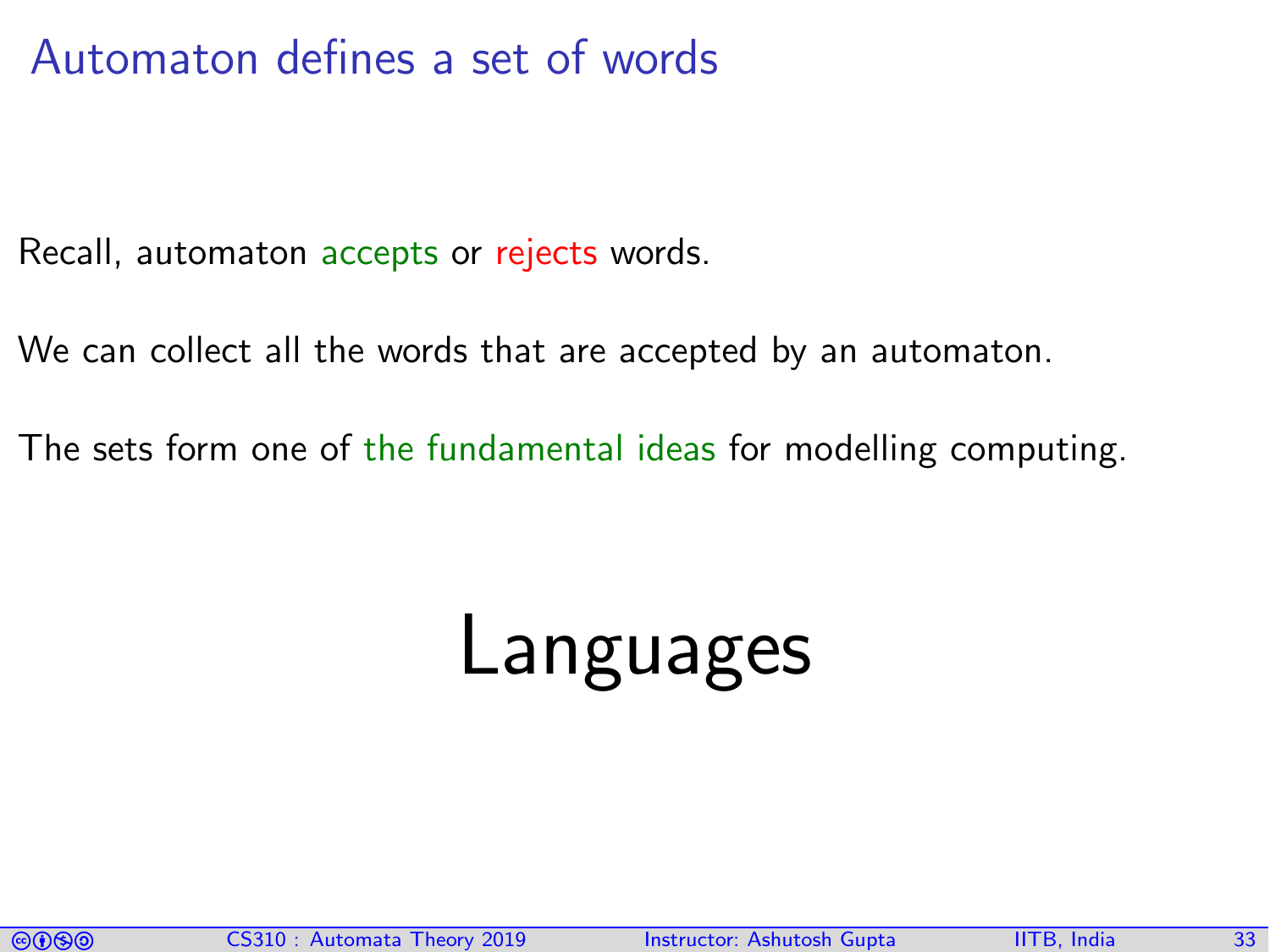# Automaton defines a set of words

Recall, automaton accepts or rejects words.

We can collect all the words that are accepted by an automaton.

The sets form one of the fundamental ideas for modelling computing.

# Languages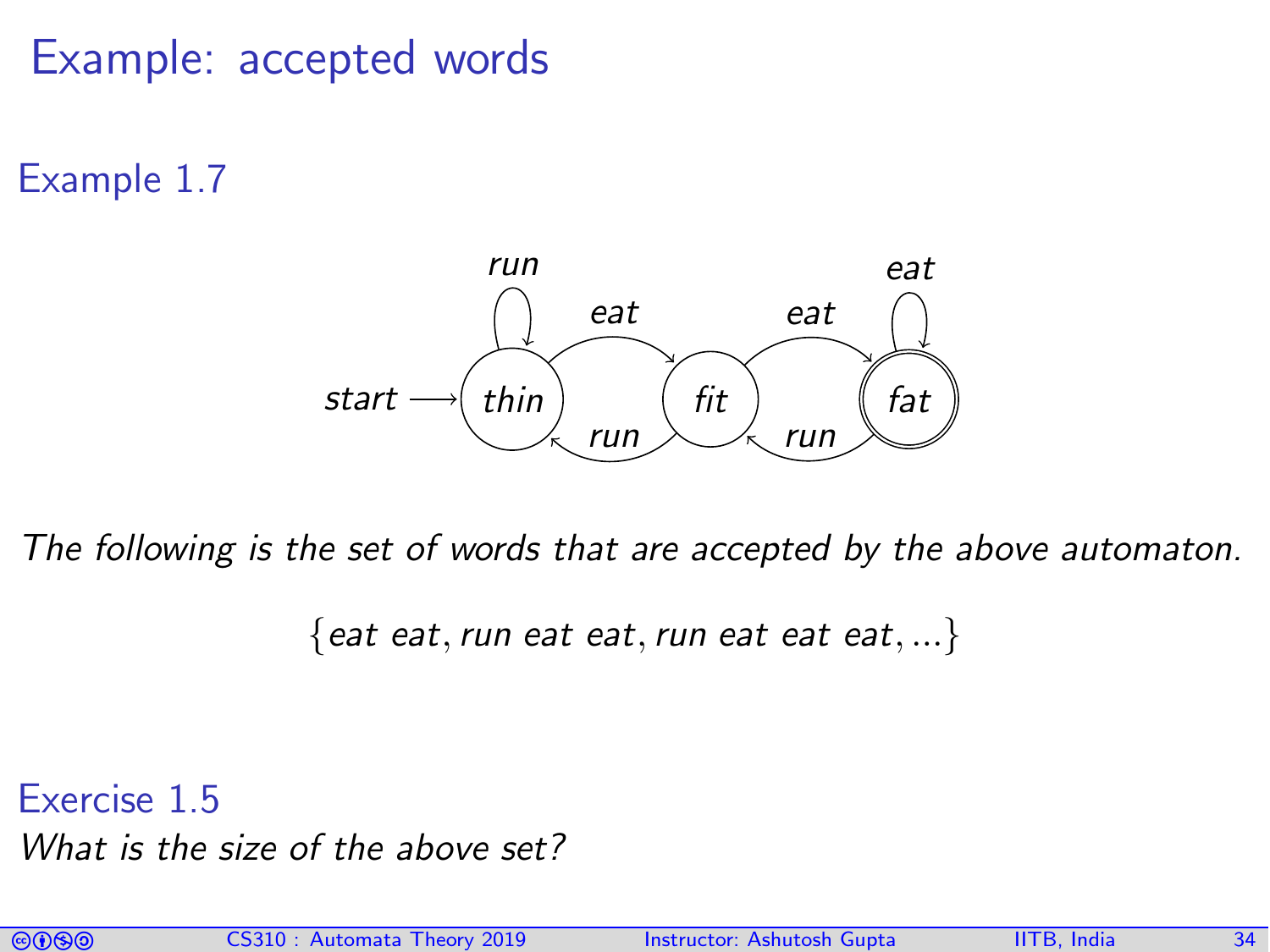# Example: accepted words

## Example 1.7

*The following is the set of words that are accepted by the above automaton.*

$$\{eat\ eat, run\ eat\ eat, run\ eat\ eat\ eat, ...\}$$

## Exercise 1.5

*What is the size of the above set?*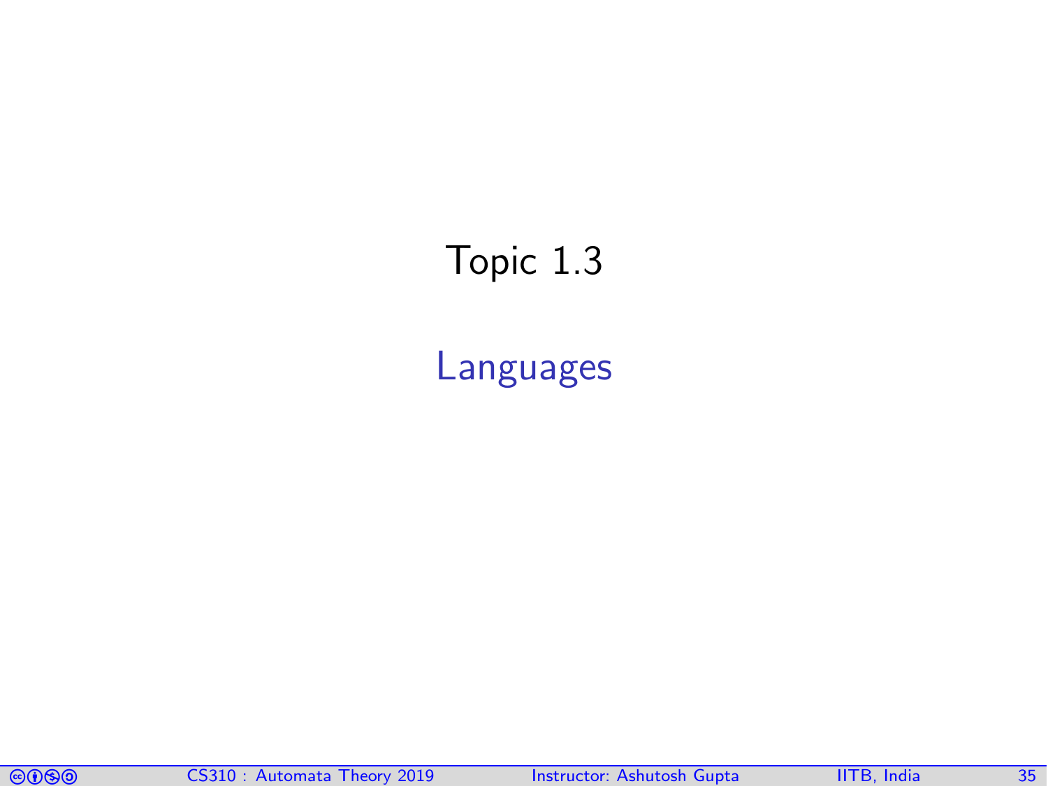# Topic 1.3

## Languages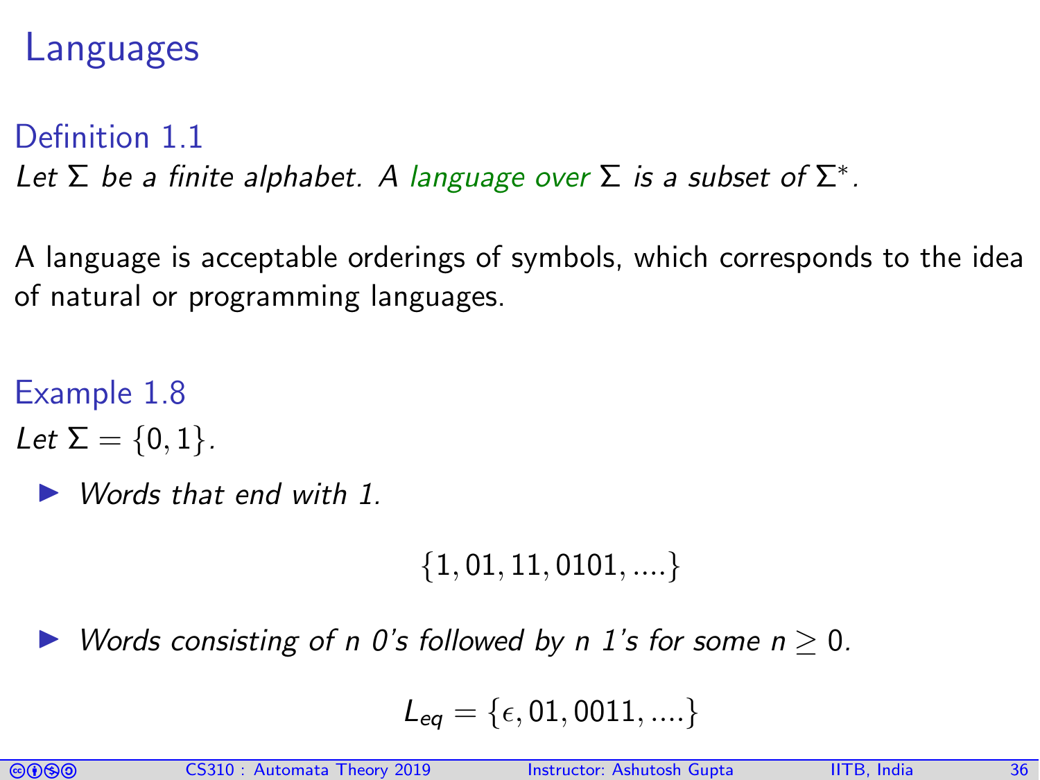# Languages

### Definition 1.1

*Let $\Sigma$ be a finite alphabet. A language over $\Sigma$ is a subset of $\Sigma^*$.*

A language is acceptable orderings of symbols, which corresponds to the idea of natural or programming languages.

### Example 1.8

*Let $\Sigma = \{0, 1\}$.*

- *Words that end with 1.*

$$\{1, 01, 11, 0101, ....\}$$

- *Words consisting of n 0's followed by n 1's for some $n \geq 0$.*

$$L_{eq} = \{\epsilon, 01, 0011, ....\}$$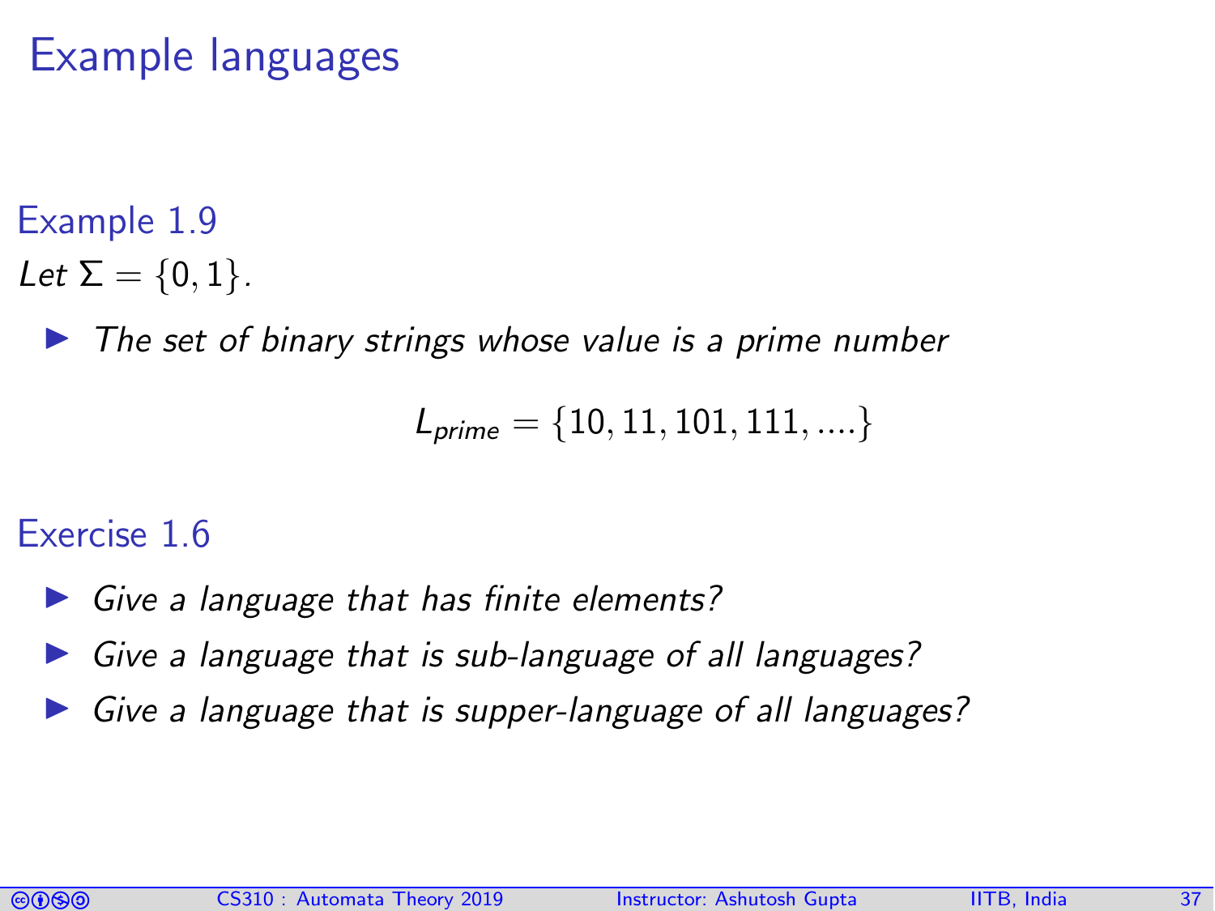# Example languages

### Example 1.9

*Let* $\Sigma = \{0, 1\}$*.*

- *The set of binary strings whose value is a prime number*

$$L_{prime} = \{10, 11, 101, 111, ....\}$$

### Exercise 1.6

- *Give a language that has finite elements?*
- *Give a language that is sub-language of all languages?*
- *Give a language that is supper-language of all languages?*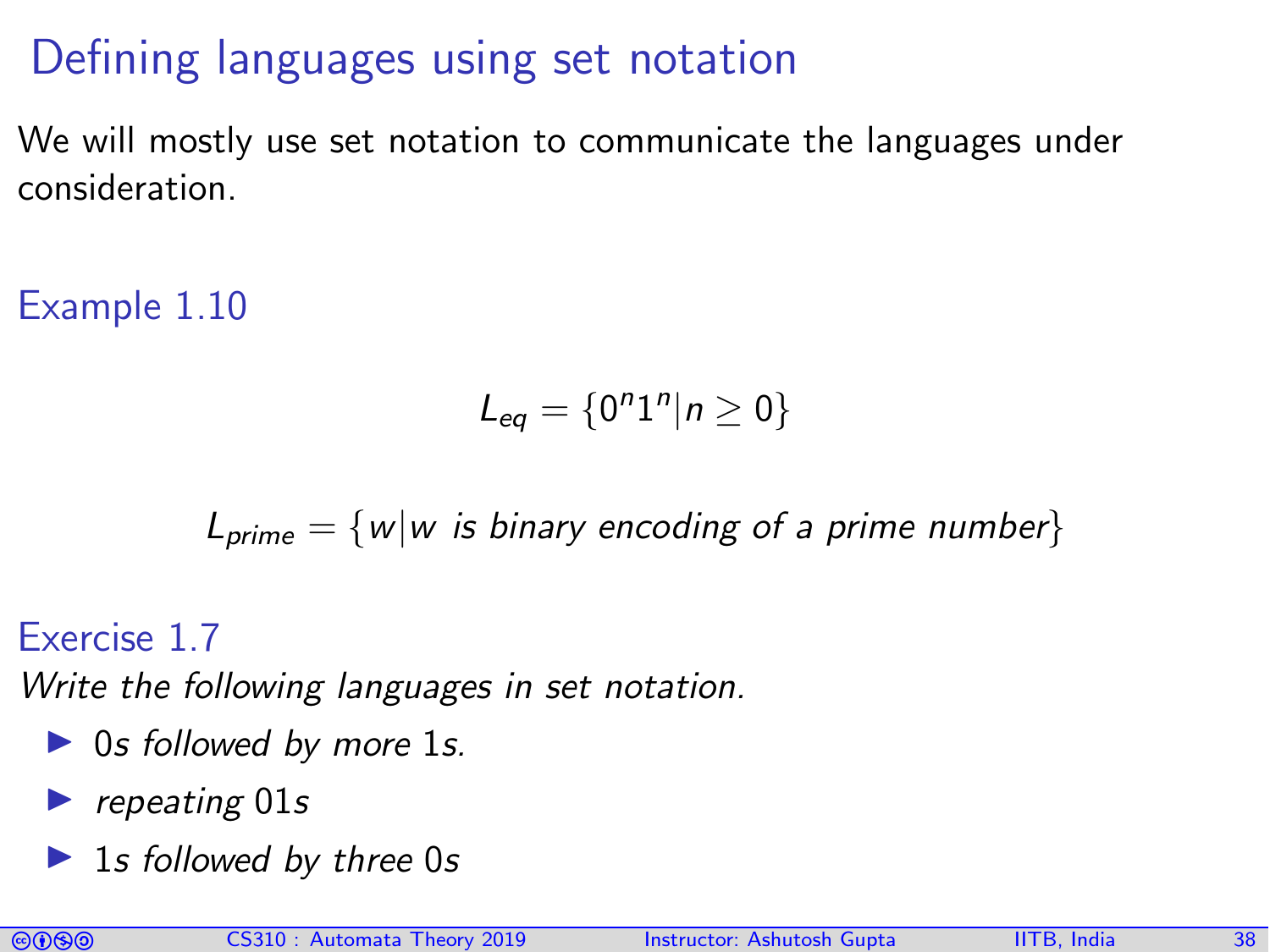# Defining languages using set notation

We will mostly use set notation to communicate the languages under consideration.

**Example 1.10**

$$L_{eq} = \{0^n 1^n | n \geq 0\}$$

$$L_{prime} = \{w | w \text{ is binary encoding of a prime number}\}$$

**Exercise 1.7**

*Write the following languages in set notation.*

- 0*s followed by more* 1*s.*
- *repeating* 01*s*
- 1*s followed by three* 0*s*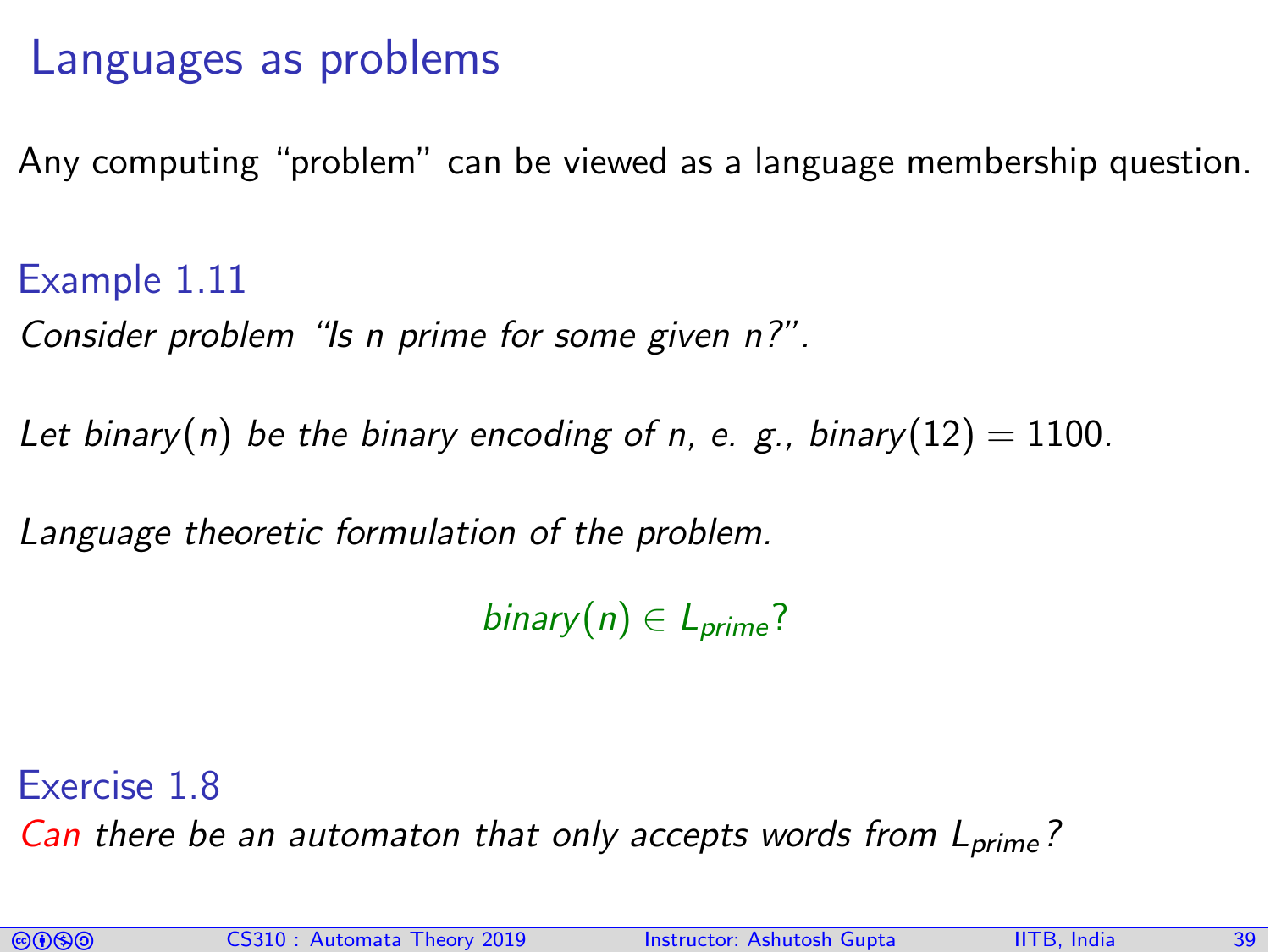# Languages as problems

Any computing "problem" can be viewed as a language membership question.

### Example 1.11

*Consider problem "Is n prime for some given n?".*

*Let $binary(n)$ be the binary encoding of n, e. g., $binary(12) = 1100$.*

*Language theoretic formulation of the problem.*

$$binary(n) \in L_{prime}?$$

### Exercise 1.8

*Can there be an automaton that only accepts words from $L_{prime}$?*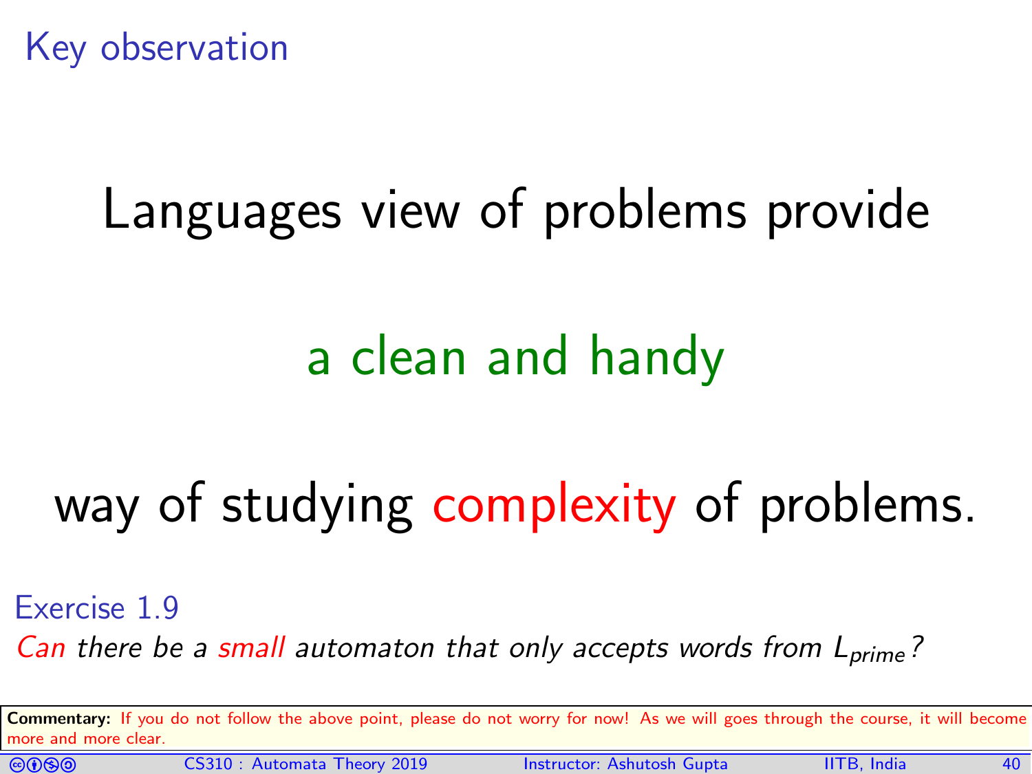## Key observation

Languages view of problems provide

a clean and handy

way of studying complexity of problems.

### Exercise 1.9

*Can there be a small automaton that only accepts words from $L_{prime}$?*

**Commentary:** If you do not follow the above point, please do not worry for now! As we will goes through the course, it will become more and more clear.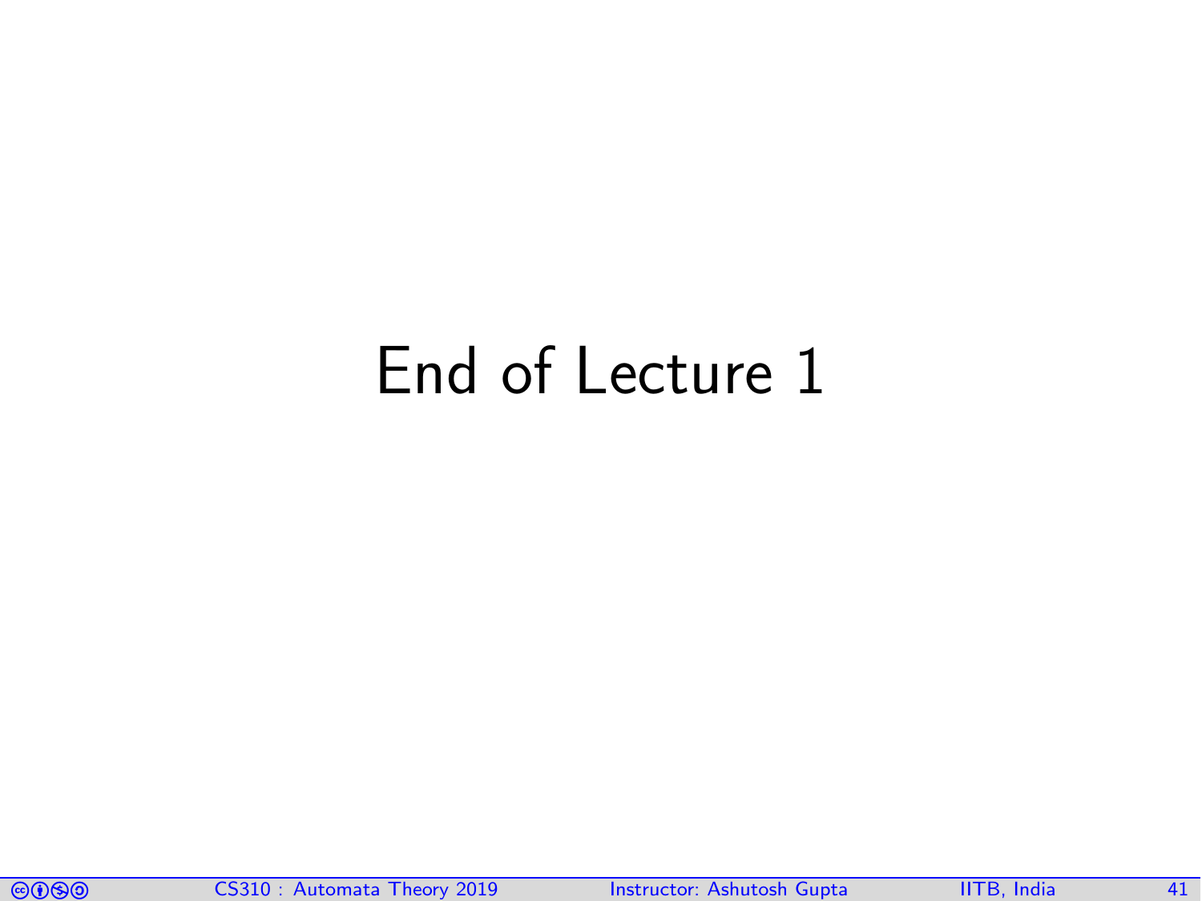# End of Lecture 1